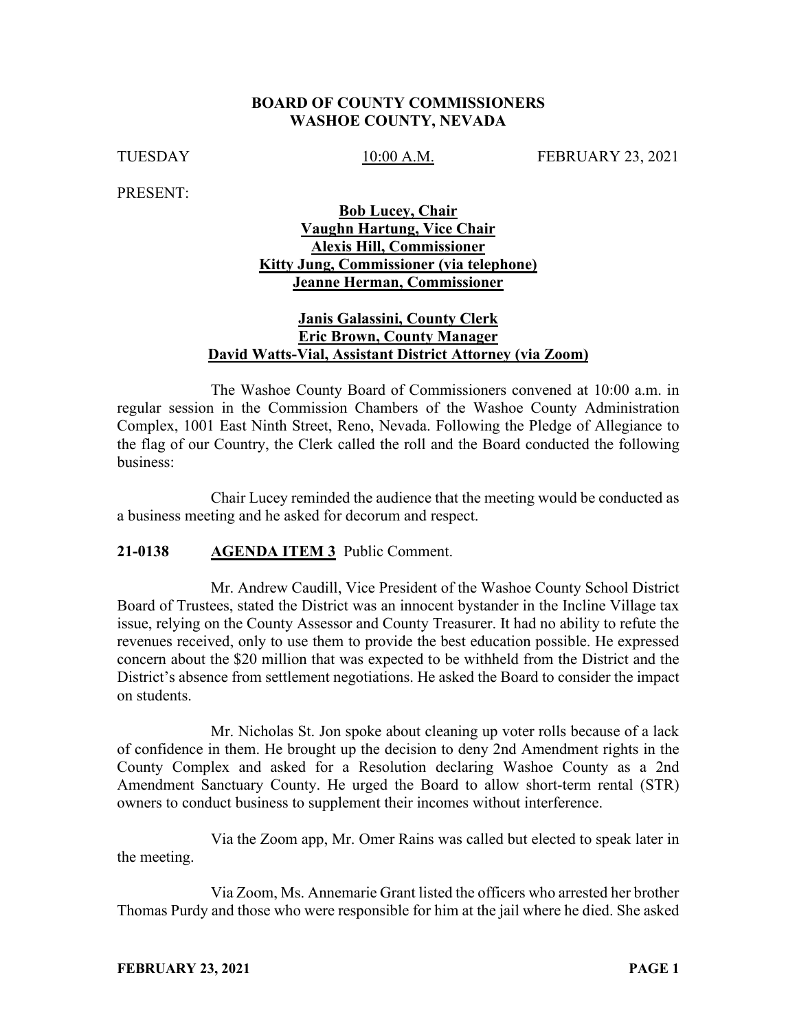# BOARD OF COUNTY COMMISSIONERS
# WASHOE COUNTY, NEVADA

TUESDAY 10:00 A.M. FEBRUARY 23, 2021

PRESENT:

**Bob Lucey, Chair**
**Vaughn Hartung, Vice Chair**
**Alexis Hill, Commissioner**
**Kitty Jung, Commissioner (via telephone)**
**Jeanne Herman, Commissioner**

**Janis Galassini, County Clerk**
**Eric Brown, County Manager**
**David Watts-Vial, Assistant District Attorney (via Zoom)**

The Washoe County Board of Commissioners convened at 10:00 a.m. in regular session in the Commission Chambers of the Washoe County Administration Complex, 1001 East Ninth Street, Reno, Nevada. Following the Pledge of Allegiance to the flag of our Country, the Clerk called the roll and the Board conducted the following business:

Chair Lucey reminded the audience that the meeting would be conducted as a business meeting and he asked for decorum and respect.

**21-0138 AGENDA ITEM 3** Public Comment.

Mr. Andrew Caudill, Vice President of the Washoe County School District Board of Trustees, stated the District was an innocent bystander in the Incline Village tax issue, relying on the County Assessor and County Treasurer. It had no ability to refute the revenues received, only to use them to provide the best education possible. He expressed concern about the $20 million that was expected to be withheld from the District and the District's absence from settlement negotiations. He asked the Board to consider the impact on students.

Mr. Nicholas St. Jon spoke about cleaning up voter rolls because of a lack of confidence in them. He brought up the decision to deny 2nd Amendment rights in the County Complex and asked for a Resolution declaring Washoe County as a 2nd Amendment Sanctuary County. He urged the Board to allow short-term rental (STR) owners to conduct business to supplement their incomes without interference.

Via the Zoom app, Mr. Omer Rains was called but elected to speak later in the meeting.

Via Zoom, Ms. Annemarie Grant listed the officers who arrested her brother Thomas Purdy and those who were responsible for him at the jail where he died. She asked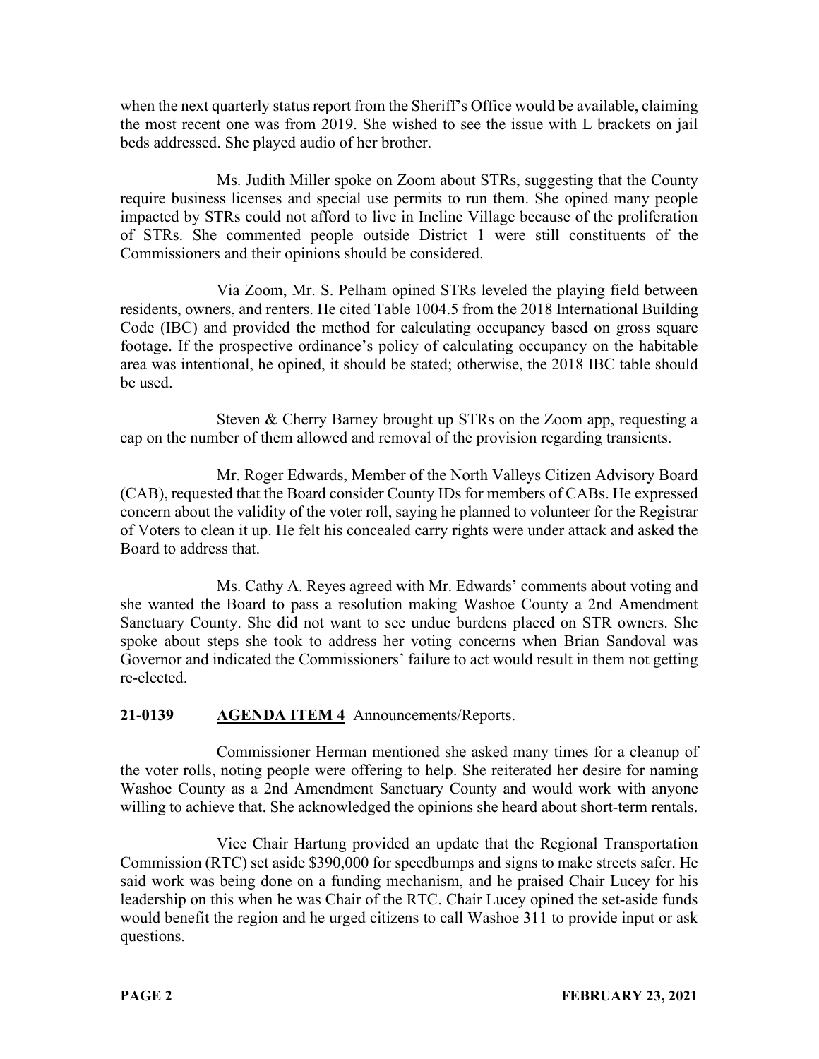when the next quarterly status report from the Sheriff's Office would be available, claiming the most recent one was from 2019. She wished to see the issue with L brackets on jail beds addressed. She played audio of her brother.

Ms. Judith Miller spoke on Zoom about STRs, suggesting that the County require business licenses and special use permits to run them. She opined many people impacted by STRs could not afford to live in Incline Village because of the proliferation of STRs. She commented people outside District 1 were still constituents of the Commissioners and their opinions should be considered.

Via Zoom, Mr. S. Pelham opined STRs leveled the playing field between residents, owners, and renters. He cited Table 1004.5 from the 2018 International Building Code (IBC) and provided the method for calculating occupancy based on gross square footage. If the prospective ordinance's policy of calculating occupancy on the habitable area was intentional, he opined, it should be stated; otherwise, the 2018 IBC table should be used.

Steven & Cherry Barney brought up STRs on the Zoom app, requesting a cap on the number of them allowed and removal of the provision regarding transients.

Mr. Roger Edwards, Member of the North Valleys Citizen Advisory Board (CAB), requested that the Board consider County IDs for members of CABs. He expressed concern about the validity of the voter roll, saying he planned to volunteer for the Registrar of Voters to clean it up. He felt his concealed carry rights were under attack and asked the Board to address that.

Ms. Cathy A. Reyes agreed with Mr. Edwards' comments about voting and she wanted the Board to pass a resolution making Washoe County a 2nd Amendment Sanctuary County. She did not want to see undue burdens placed on STR owners. She spoke about steps she took to address her voting concerns when Brian Sandoval was Governor and indicated the Commissioners' failure to act would result in them not getting re-elected.

**21-0139 AGENDA ITEM 4** Announcements/Reports.

Commissioner Herman mentioned she asked many times for a cleanup of the voter rolls, noting people were offering to help. She reiterated her desire for naming Washoe County as a 2nd Amendment Sanctuary County and would work with anyone willing to achieve that. She acknowledged the opinions she heard about short-term rentals.

Vice Chair Hartung provided an update that the Regional Transportation Commission (RTC) set aside $390,000 for speedbumps and signs to make streets safer. He said work was being done on a funding mechanism, and he praised Chair Lucey for his leadership on this when he was Chair of the RTC. Chair Lucey opined the set-aside funds would benefit the region and he urged citizens to call Washoe 311 to provide input or ask questions.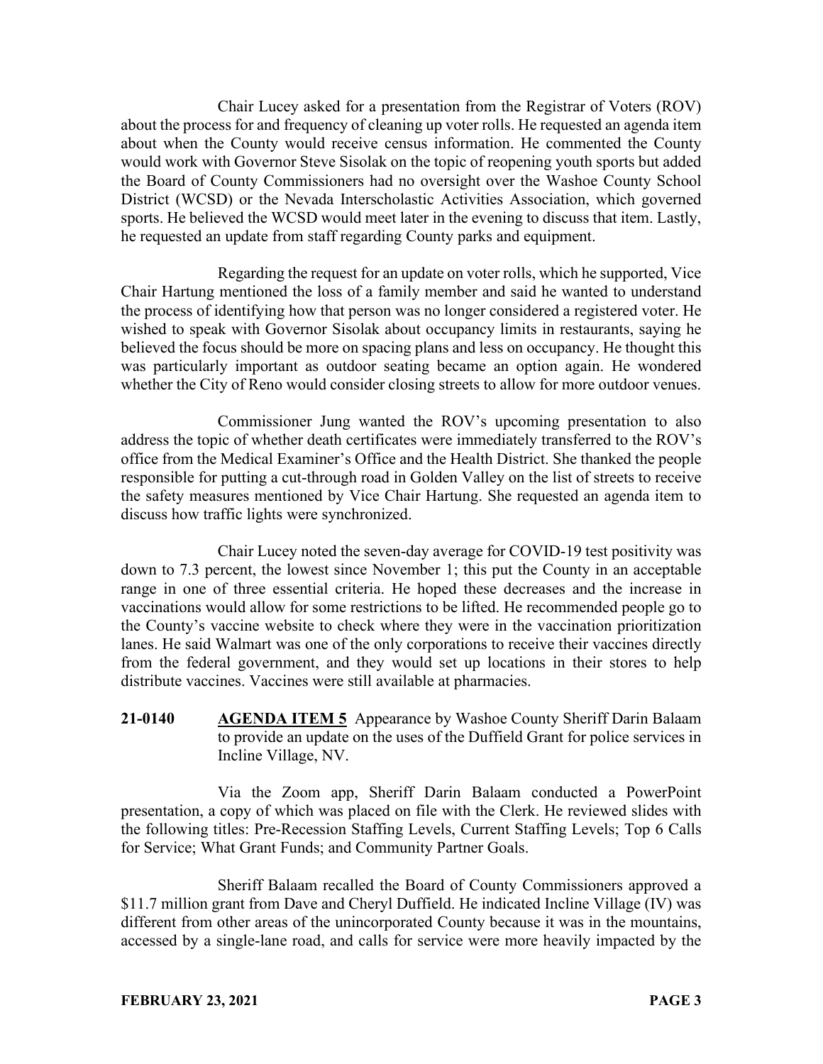Chair Lucey asked for a presentation from the Registrar of Voters (ROV) about the process for and frequency of cleaning up voter rolls. He requested an agenda item about when the County would receive census information. He commented the County would work with Governor Steve Sisolak on the topic of reopening youth sports but added the Board of County Commissioners had no oversight over the Washoe County School District (WCSD) or the Nevada Interscholastic Activities Association, which governed sports. He believed the WCSD would meet later in the evening to discuss that item. Lastly, he requested an update from staff regarding County parks and equipment.

Regarding the request for an update on voter rolls, which he supported, Vice Chair Hartung mentioned the loss of a family member and said he wanted to understand the process of identifying how that person was no longer considered a registered voter. He wished to speak with Governor Sisolak about occupancy limits in restaurants, saying he believed the focus should be more on spacing plans and less on occupancy. He thought this was particularly important as outdoor seating became an option again. He wondered whether the City of Reno would consider closing streets to allow for more outdoor venues.

Commissioner Jung wanted the ROV's upcoming presentation to also address the topic of whether death certificates were immediately transferred to the ROV's office from the Medical Examiner's Office and the Health District. She thanked the people responsible for putting a cut-through road in Golden Valley on the list of streets to receive the safety measures mentioned by Vice Chair Hartung. She requested an agenda item to discuss how traffic lights were synchronized.

Chair Lucey noted the seven-day average for COVID-19 test positivity was down to 7.3 percent, the lowest since November 1; this put the County in an acceptable range in one of three essential criteria. He hoped these decreases and the increase in vaccinations would allow for some restrictions to be lifted. He recommended people go to the County's vaccine website to check where they were in the vaccination prioritization lanes. He said Walmart was one of the only corporations to receive their vaccines directly from the federal government, and they would set up locations in their stores to help distribute vaccines. Vaccines were still available at pharmacies.

**21-0140** **AGENDA ITEM 5** Appearance by Washoe County Sheriff Darin Balaam to provide an update on the uses of the Duffield Grant for police services in Incline Village, NV.

Via the Zoom app, Sheriff Darin Balaam conducted a PowerPoint presentation, a copy of which was placed on file with the Clerk. He reviewed slides with the following titles: Pre-Recession Staffing Levels, Current Staffing Levels; Top 6 Calls for Service; What Grant Funds; and Community Partner Goals.

Sheriff Balaam recalled the Board of County Commissioners approved a $11.7 million grant from Dave and Cheryl Duffield. He indicated Incline Village (IV) was different from other areas of the unincorporated County because it was in the mountains, accessed by a single-lane road, and calls for service were more heavily impacted by the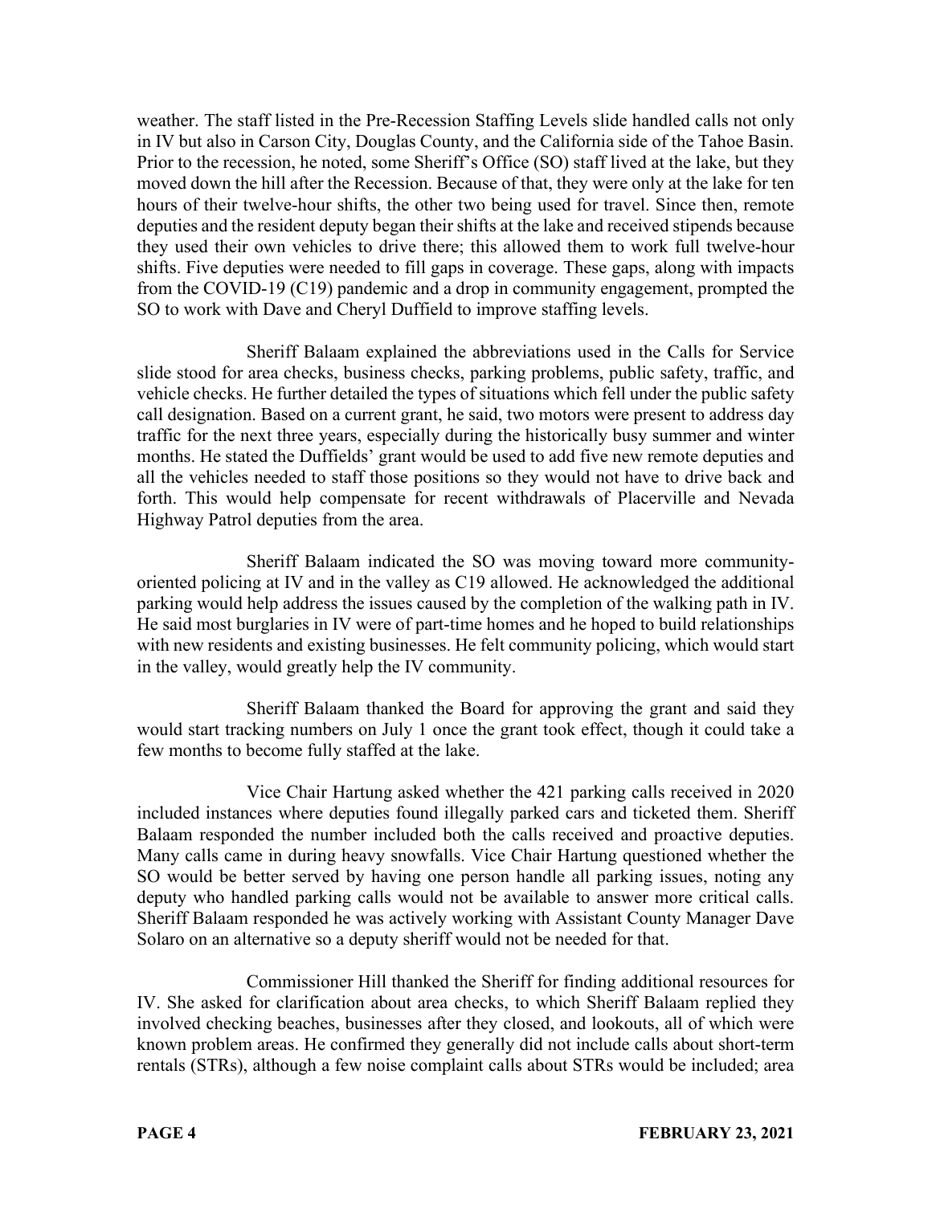weather. The staff listed in the Pre-Recession Staffing Levels slide handled calls not only in IV but also in Carson City, Douglas County, and the California side of the Tahoe Basin. Prior to the recession, he noted, some Sheriff's Office (SO) staff lived at the lake, but they moved down the hill after the Recession. Because of that, they were only at the lake for ten hours of their twelve-hour shifts, the other two being used for travel. Since then, remote deputies and the resident deputy began their shifts at the lake and received stipends because they used their own vehicles to drive there; this allowed them to work full twelve-hour shifts. Five deputies were needed to fill gaps in coverage. These gaps, along with impacts from the COVID-19 (C19) pandemic and a drop in community engagement, prompted the SO to work with Dave and Cheryl Duffield to improve staffing levels.

Sheriff Balaam explained the abbreviations used in the Calls for Service slide stood for area checks, business checks, parking problems, public safety, traffic, and vehicle checks. He further detailed the types of situations which fell under the public safety call designation. Based on a current grant, he said, two motors were present to address day traffic for the next three years, especially during the historically busy summer and winter months. He stated the Duffields' grant would be used to add five new remote deputies and all the vehicles needed to staff those positions so they would not have to drive back and forth. This would help compensate for recent withdrawals of Placerville and Nevada Highway Patrol deputies from the area.

Sheriff Balaam indicated the SO was moving toward more community-oriented policing at IV and in the valley as C19 allowed. He acknowledged the additional parking would help address the issues caused by the completion of the walking path in IV. He said most burglaries in IV were of part-time homes and he hoped to build relationships with new residents and existing businesses. He felt community policing, which would start in the valley, would greatly help the IV community.

Sheriff Balaam thanked the Board for approving the grant and said they would start tracking numbers on July 1 once the grant took effect, though it could take a few months to become fully staffed at the lake.

Vice Chair Hartung asked whether the 421 parking calls received in 2020 included instances where deputies found illegally parked cars and ticketed them. Sheriff Balaam responded the number included both the calls received and proactive deputies. Many calls came in during heavy snowfalls. Vice Chair Hartung questioned whether the SO would be better served by having one person handle all parking issues, noting any deputy who handled parking calls would not be available to answer more critical calls. Sheriff Balaam responded he was actively working with Assistant County Manager Dave Solaro on an alternative so a deputy sheriff would not be needed for that.

Commissioner Hill thanked the Sheriff for finding additional resources for IV. She asked for clarification about area checks, to which Sheriff Balaam replied they involved checking beaches, businesses after they closed, and lookouts, all of which were known problem areas. He confirmed they generally did not include calls about short-term rentals (STRs), although a few noise complaint calls about STRs would be included; area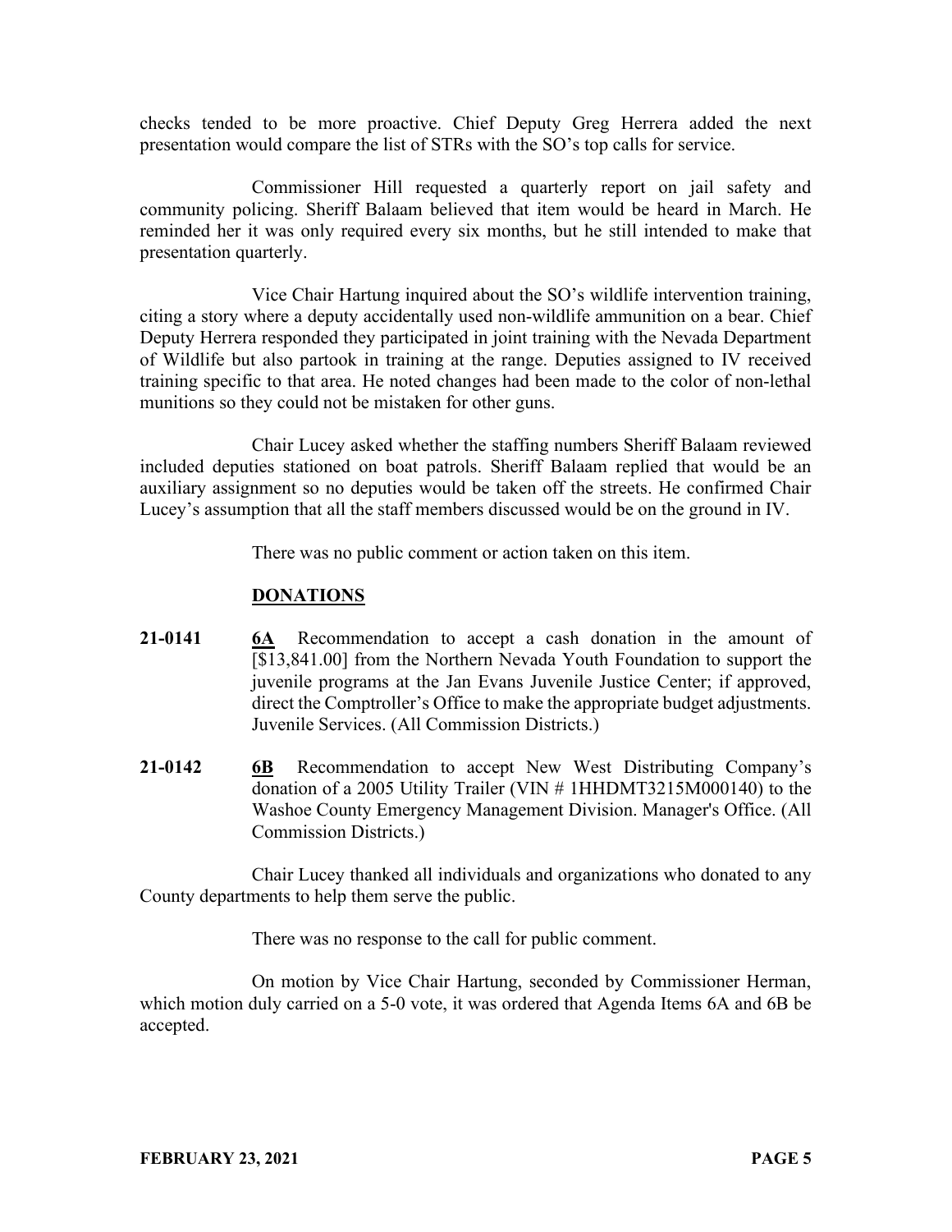checks tended to be more proactive. Chief Deputy Greg Herrera added the next presentation would compare the list of STRs with the SO's top calls for service.

Commissioner Hill requested a quarterly report on jail safety and community policing. Sheriff Balaam believed that item would be heard in March. He reminded her it was only required every six months, but he still intended to make that presentation quarterly.

Vice Chair Hartung inquired about the SO's wildlife intervention training, citing a story where a deputy accidentally used non-wildlife ammunition on a bear. Chief Deputy Herrera responded they participated in joint training with the Nevada Department of Wildlife but also partook in training at the range. Deputies assigned to IV received training specific to that area. He noted changes had been made to the color of non-lethal munitions so they could not be mistaken for other guns.

Chair Lucey asked whether the staffing numbers Sheriff Balaam reviewed included deputies stationed on boat patrols. Sheriff Balaam replied that would be an auxiliary assignment so no deputies would be taken off the streets. He confirmed Chair Lucey's assumption that all the staff members discussed would be on the ground in IV.

There was no public comment or action taken on this item.

## DONATIONS

**21-0141** **6A** Recommendation to accept a cash donation in the amount of [$13,841.00] from the Northern Nevada Youth Foundation to support the juvenile programs at the Jan Evans Juvenile Justice Center; if approved, direct the Comptroller's Office to make the appropriate budget adjustments. Juvenile Services. (All Commission Districts.)

**21-0142** **6B** Recommendation to accept New West Distributing Company's donation of a 2005 Utility Trailer (VIN # 1HHDMT3215M000140) to the Washoe County Emergency Management Division. Manager's Office. (All Commission Districts.)

Chair Lucey thanked all individuals and organizations who donated to any County departments to help them serve the public.

There was no response to the call for public comment.

On motion by Vice Chair Hartung, seconded by Commissioner Herman, which motion duly carried on a 5-0 vote, it was ordered that Agenda Items 6A and 6B be accepted.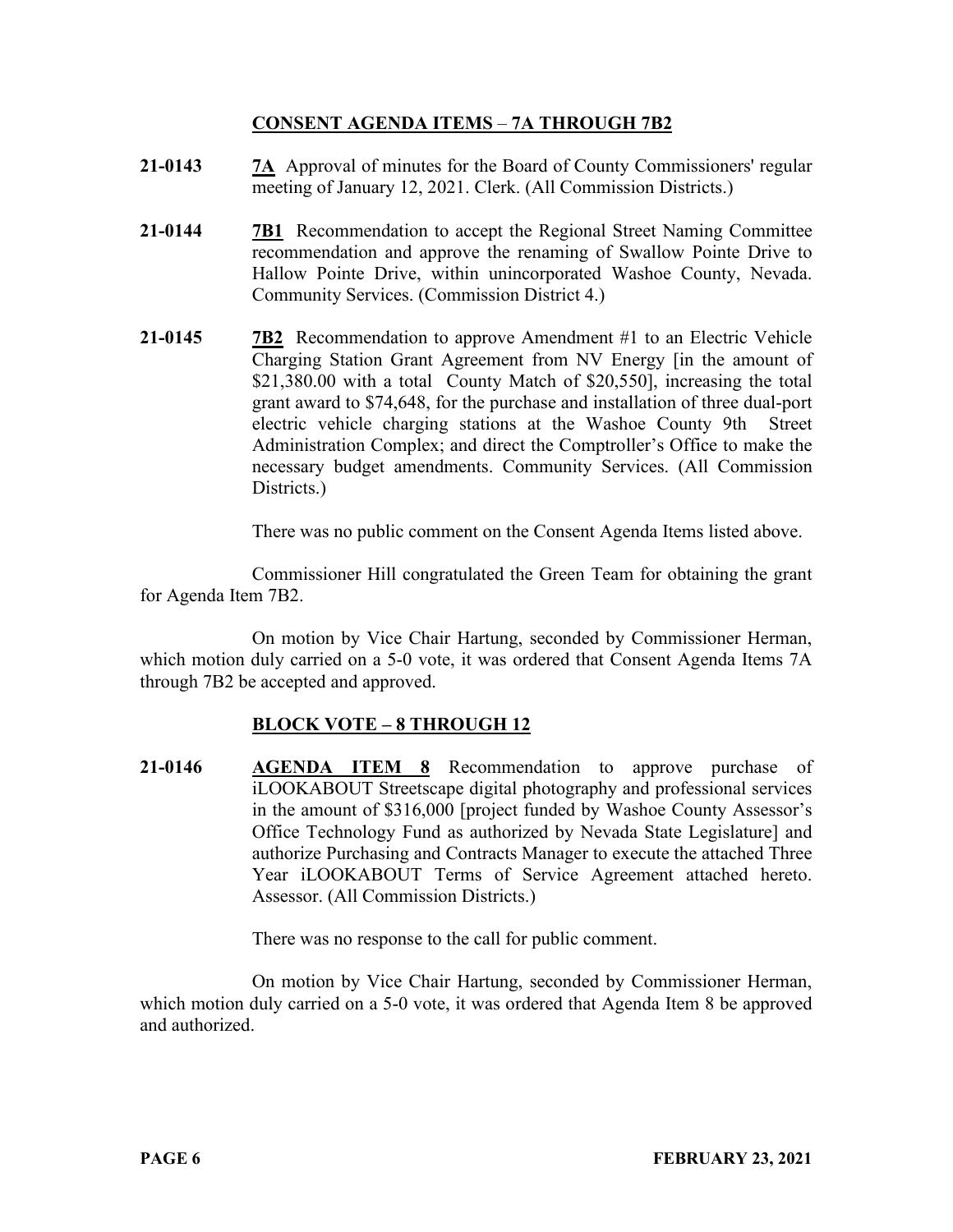## CONSENT AGENDA ITEMS – 7A THROUGH 7B2

**21-0143** **7A** Approval of minutes for the Board of County Commissioners' regular meeting of January 12, 2021. Clerk. (All Commission Districts.)

**21-0144** **7B1** Recommendation to accept the Regional Street Naming Committee recommendation and approve the renaming of Swallow Pointe Drive to Hallow Pointe Drive, within unincorporated Washoe County, Nevada. Community Services. (Commission District 4.)

**21-0145** **7B2** Recommendation to approve Amendment #1 to an Electric Vehicle Charging Station Grant Agreement from NV Energy [in the amount of $21,380.00 with a total County Match of $20,550], increasing the total grant award to $74,648, for the purchase and installation of three dual-port electric vehicle charging stations at the Washoe County 9th Street Administration Complex; and direct the Comptroller's Office to make the necessary budget amendments. Community Services. (All Commission Districts.)

There was no public comment on the Consent Agenda Items listed above.

Commissioner Hill congratulated the Green Team for obtaining the grant for Agenda Item 7B2.

On motion by Vice Chair Hartung, seconded by Commissioner Herman, which motion duly carried on a 5-0 vote, it was ordered that Consent Agenda Items 7A through 7B2 be accepted and approved.

## BLOCK VOTE – 8 THROUGH 12

**21-0146** **AGENDA ITEM 8** Recommendation to approve purchase of iLOOKABOUT Streetscape digital photography and professional services in the amount of $316,000 [project funded by Washoe County Assessor's Office Technology Fund as authorized by Nevada State Legislature] and authorize Purchasing and Contracts Manager to execute the attached Three Year iLOOKABOUT Terms of Service Agreement attached hereto. Assessor. (All Commission Districts.)

There was no response to the call for public comment.

On motion by Vice Chair Hartung, seconded by Commissioner Herman, which motion duly carried on a 5-0 vote, it was ordered that Agenda Item 8 be approved and authorized.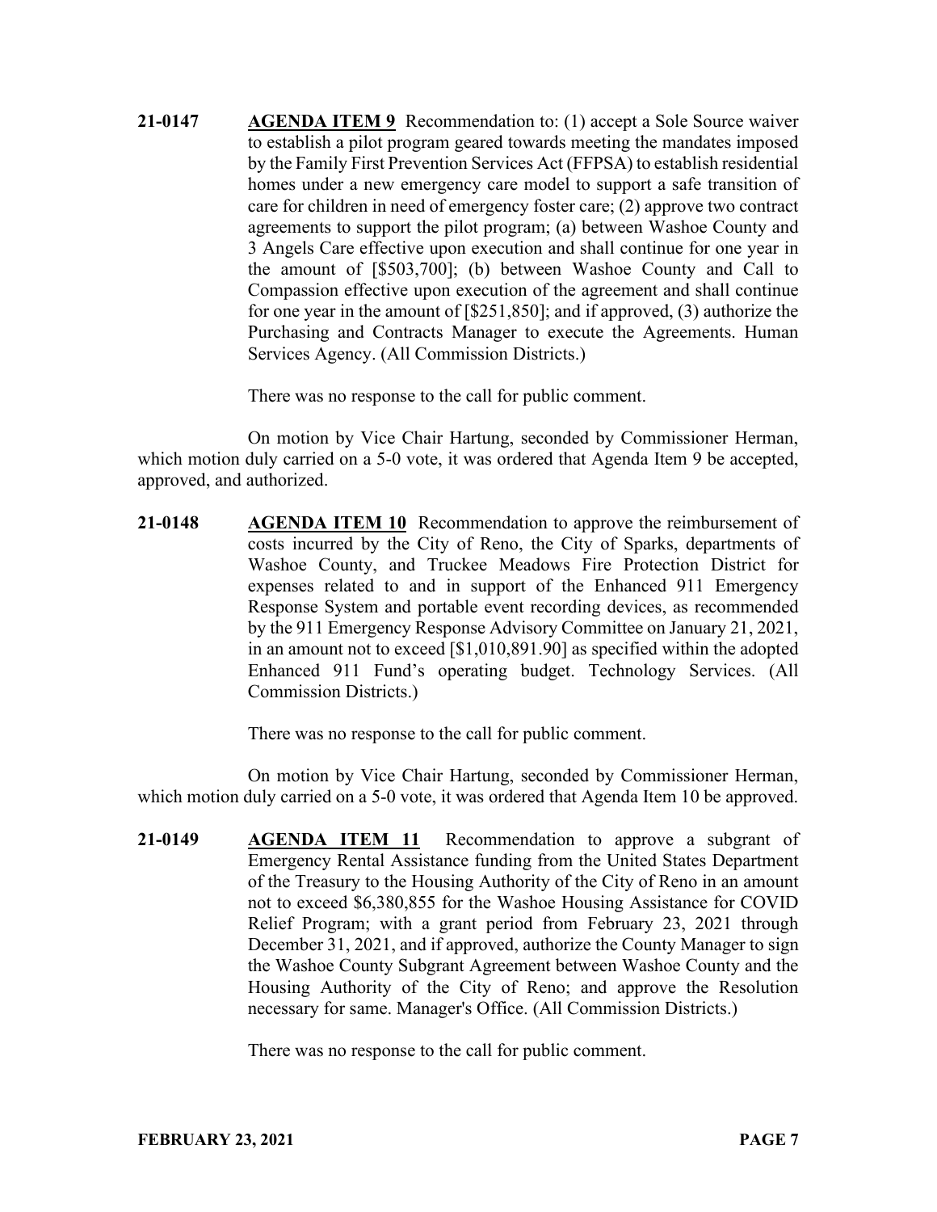**21-0147** **AGENDA ITEM 9** Recommendation to: (1) accept a Sole Source waiver to establish a pilot program geared towards meeting the mandates imposed by the Family First Prevention Services Act (FFPSA) to establish residential homes under a new emergency care model to support a safe transition of care for children in need of emergency foster care; (2) approve two contract agreements to support the pilot program; (a) between Washoe County and 3 Angels Care effective upon execution and shall continue for one year in the amount of [$503,700]; (b) between Washoe County and Call to Compassion effective upon execution of the agreement and shall continue for one year in the amount of [$251,850]; and if approved, (3) authorize the Purchasing and Contracts Manager to execute the Agreements. Human Services Agency. (All Commission Districts.)

There was no response to the call for public comment.

On motion by Vice Chair Hartung, seconded by Commissioner Herman, which motion duly carried on a 5-0 vote, it was ordered that Agenda Item 9 be accepted, approved, and authorized.

**21-0148** **AGENDA ITEM 10** Recommendation to approve the reimbursement of costs incurred by the City of Reno, the City of Sparks, departments of Washoe County, and Truckee Meadows Fire Protection District for expenses related to and in support of the Enhanced 911 Emergency Response System and portable event recording devices, as recommended by the 911 Emergency Response Advisory Committee on January 21, 2021, in an amount not to exceed [$1,010,891.90] as specified within the adopted Enhanced 911 Fund's operating budget. Technology Services. (All Commission Districts.)

There was no response to the call for public comment.

On motion by Vice Chair Hartung, seconded by Commissioner Herman, which motion duly carried on a 5-0 vote, it was ordered that Agenda Item 10 be approved.

**21-0149** **AGENDA ITEM 11** Recommendation to approve a subgrant of Emergency Rental Assistance funding from the United States Department of the Treasury to the Housing Authority of the City of Reno in an amount not to exceed $6,380,855 for the Washoe Housing Assistance for COVID Relief Program; with a grant period from February 23, 2021 through December 31, 2021, and if approved, authorize the County Manager to sign the Washoe County Subgrant Agreement between Washoe County and the Housing Authority of the City of Reno; and approve the Resolution necessary for same. Manager's Office. (All Commission Districts.)

There was no response to the call for public comment.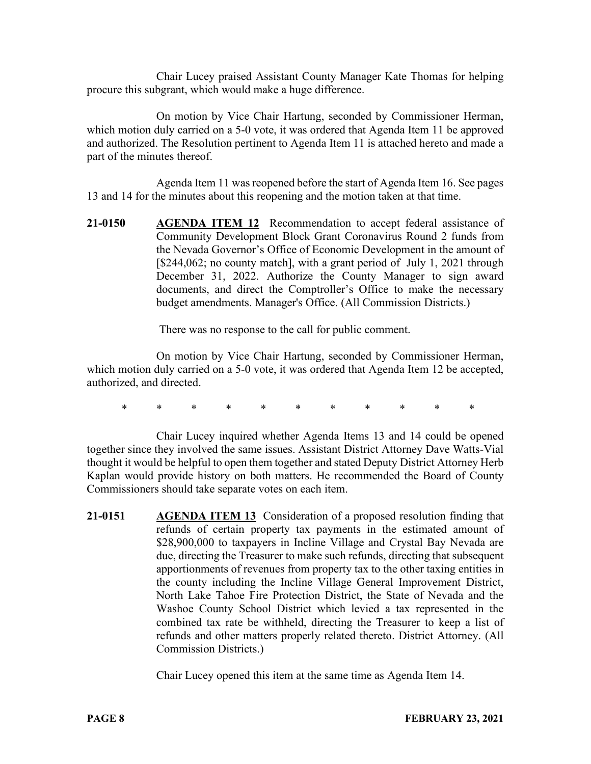Chair Lucey praised Assistant County Manager Kate Thomas for helping procure this subgrant, which would make a huge difference.

On motion by Vice Chair Hartung, seconded by Commissioner Herman, which motion duly carried on a 5-0 vote, it was ordered that Agenda Item 11 be approved and authorized. The Resolution pertinent to Agenda Item 11 is attached hereto and made a part of the minutes thereof.

Agenda Item 11 was reopened before the start of Agenda Item 16. See pages 13 and 14 for the minutes about this reopening and the motion taken at that time.

**21-0150** **AGENDA ITEM 12** Recommendation to accept federal assistance of Community Development Block Grant Coronavirus Round 2 funds from the Nevada Governor's Office of Economic Development in the amount of [$244,062; no county match], with a grant period of July 1, 2021 through December 31, 2022. Authorize the County Manager to sign award documents, and direct the Comptroller's Office to make the necessary budget amendments. Manager's Office. (All Commission Districts.)

There was no response to the call for public comment.

On motion by Vice Chair Hartung, seconded by Commissioner Herman, which motion duly carried on a 5-0 vote, it was ordered that Agenda Item 12 be accepted, authorized, and directed.

\* \* \* \* \* \* \* \* \* \* \*

Chair Lucey inquired whether Agenda Items 13 and 14 could be opened together since they involved the same issues. Assistant District Attorney Dave Watts-Vial thought it would be helpful to open them together and stated Deputy District Attorney Herb Kaplan would provide history on both matters. He recommended the Board of County Commissioners should take separate votes on each item.

**21-0151** **AGENDA ITEM 13** Consideration of a proposed resolution finding that refunds of certain property tax payments in the estimated amount of $28,900,000 to taxpayers in Incline Village and Crystal Bay Nevada are due, directing the Treasurer to make such refunds, directing that subsequent apportionments of revenues from property tax to the other taxing entities in the county including the Incline Village General Improvement District, North Lake Tahoe Fire Protection District, the State of Nevada and the Washoe County School District which levied a tax represented in the combined tax rate be withheld, directing the Treasurer to keep a list of refunds and other matters properly related thereto. District Attorney. (All Commission Districts.)

Chair Lucey opened this item at the same time as Agenda Item 14.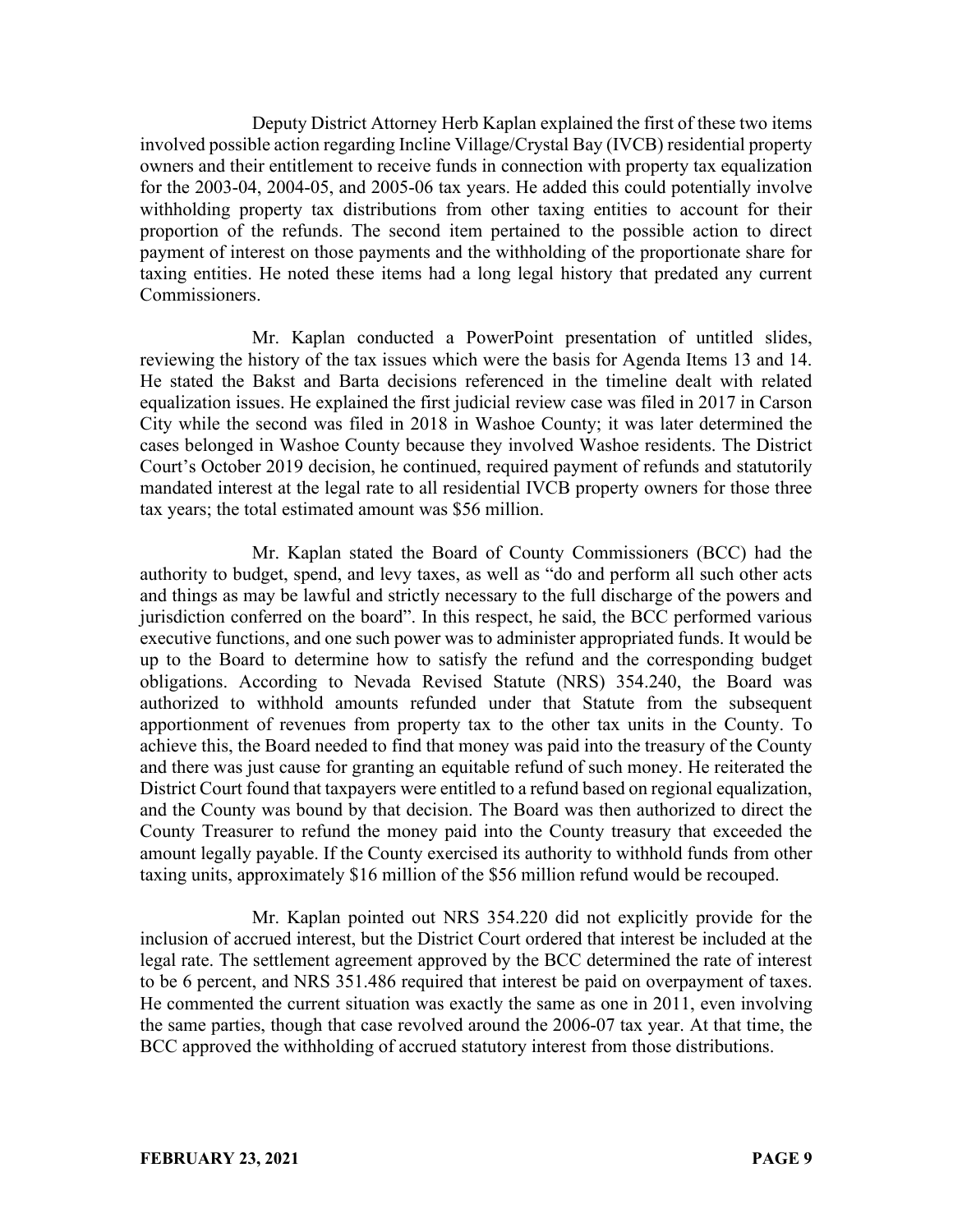Deputy District Attorney Herb Kaplan explained the first of these two items involved possible action regarding Incline Village/Crystal Bay (IVCB) residential property owners and their entitlement to receive funds in connection with property tax equalization for the 2003-04, 2004-05, and 2005-06 tax years. He added this could potentially involve withholding property tax distributions from other taxing entities to account for their proportion of the refunds. The second item pertained to the possible action to direct payment of interest on those payments and the withholding of the proportionate share for taxing entities. He noted these items had a long legal history that predated any current Commissioners.

Mr. Kaplan conducted a PowerPoint presentation of untitled slides, reviewing the history of the tax issues which were the basis for Agenda Items 13 and 14. He stated the Bakst and Barta decisions referenced in the timeline dealt with related equalization issues. He explained the first judicial review case was filed in 2017 in Carson City while the second was filed in 2018 in Washoe County; it was later determined the cases belonged in Washoe County because they involved Washoe residents. The District Court's October 2019 decision, he continued, required payment of refunds and statutorily mandated interest at the legal rate to all residential IVCB property owners for those three tax years; the total estimated amount was $56 million.

Mr. Kaplan stated the Board of County Commissioners (BCC) had the authority to budget, spend, and levy taxes, as well as "do and perform all such other acts and things as may be lawful and strictly necessary to the full discharge of the powers and jurisdiction conferred on the board". In this respect, he said, the BCC performed various executive functions, and one such power was to administer appropriated funds. It would be up to the Board to determine how to satisfy the refund and the corresponding budget obligations. According to Nevada Revised Statute (NRS) 354.240, the Board was authorized to withhold amounts refunded under that Statute from the subsequent apportionment of revenues from property tax to the other tax units in the County. To achieve this, the Board needed to find that money was paid into the treasury of the County and there was just cause for granting an equitable refund of such money. He reiterated the District Court found that taxpayers were entitled to a refund based on regional equalization, and the County was bound by that decision. The Board was then authorized to direct the County Treasurer to refund the money paid into the County treasury that exceeded the amount legally payable. If the County exercised its authority to withhold funds from other taxing units, approximately $16 million of the $56 million refund would be recouped.

Mr. Kaplan pointed out NRS 354.220 did not explicitly provide for the inclusion of accrued interest, but the District Court ordered that interest be included at the legal rate. The settlement agreement approved by the BCC determined the rate of interest to be 6 percent, and NRS 351.486 required that interest be paid on overpayment of taxes. He commented the current situation was exactly the same as one in 2011, even involving the same parties, though that case revolved around the 2006-07 tax year. At that time, the BCC approved the withholding of accrued statutory interest from those distributions.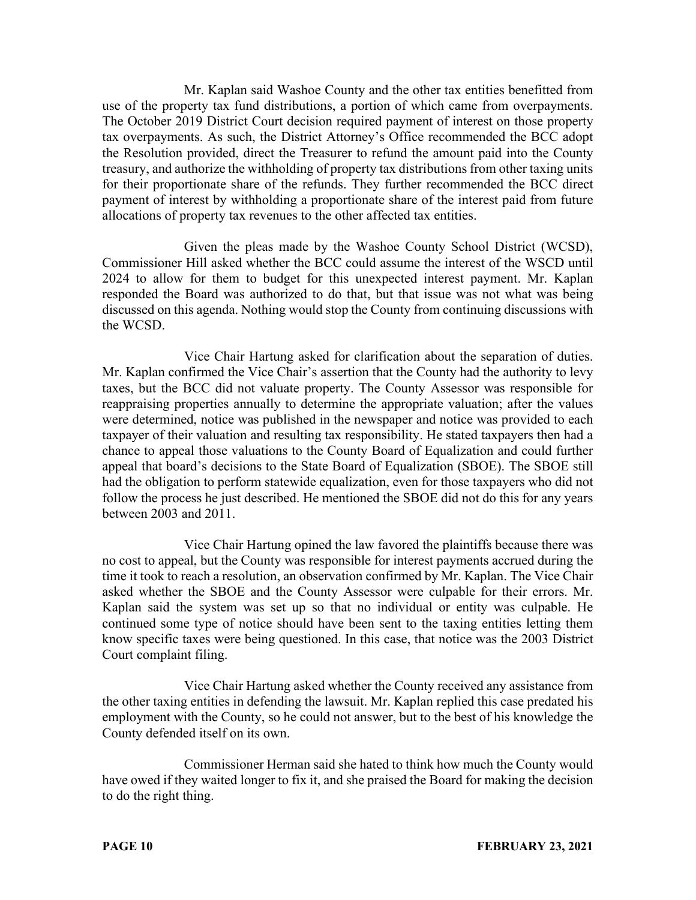Mr. Kaplan said Washoe County and the other tax entities benefitted from use of the property tax fund distributions, a portion of which came from overpayments. The October 2019 District Court decision required payment of interest on those property tax overpayments. As such, the District Attorney's Office recommended the BCC adopt the Resolution provided, direct the Treasurer to refund the amount paid into the County treasury, and authorize the withholding of property tax distributions from other taxing units for their proportionate share of the refunds. They further recommended the BCC direct payment of interest by withholding a proportionate share of the interest paid from future allocations of property tax revenues to the other affected tax entities.

Given the pleas made by the Washoe County School District (WCSD), Commissioner Hill asked whether the BCC could assume the interest of the WSCD until 2024 to allow for them to budget for this unexpected interest payment. Mr. Kaplan responded the Board was authorized to do that, but that issue was not what was being discussed on this agenda. Nothing would stop the County from continuing discussions with the WCSD.

Vice Chair Hartung asked for clarification about the separation of duties. Mr. Kaplan confirmed the Vice Chair's assertion that the County had the authority to levy taxes, but the BCC did not valuate property. The County Assessor was responsible for reappraising properties annually to determine the appropriate valuation; after the values were determined, notice was published in the newspaper and notice was provided to each taxpayer of their valuation and resulting tax responsibility. He stated taxpayers then had a chance to appeal those valuations to the County Board of Equalization and could further appeal that board's decisions to the State Board of Equalization (SBOE). The SBOE still had the obligation to perform statewide equalization, even for those taxpayers who did not follow the process he just described. He mentioned the SBOE did not do this for any years between 2003 and 2011.

Vice Chair Hartung opined the law favored the plaintiffs because there was no cost to appeal, but the County was responsible for interest payments accrued during the time it took to reach a resolution, an observation confirmed by Mr. Kaplan. The Vice Chair asked whether the SBOE and the County Assessor were culpable for their errors. Mr. Kaplan said the system was set up so that no individual or entity was culpable. He continued some type of notice should have been sent to the taxing entities letting them know specific taxes were being questioned. In this case, that notice was the 2003 District Court complaint filing.

Vice Chair Hartung asked whether the County received any assistance from the other taxing entities in defending the lawsuit. Mr. Kaplan replied this case predated his employment with the County, so he could not answer, but to the best of his knowledge the County defended itself on its own.

Commissioner Herman said she hated to think how much the County would have owed if they waited longer to fix it, and she praised the Board for making the decision to do the right thing.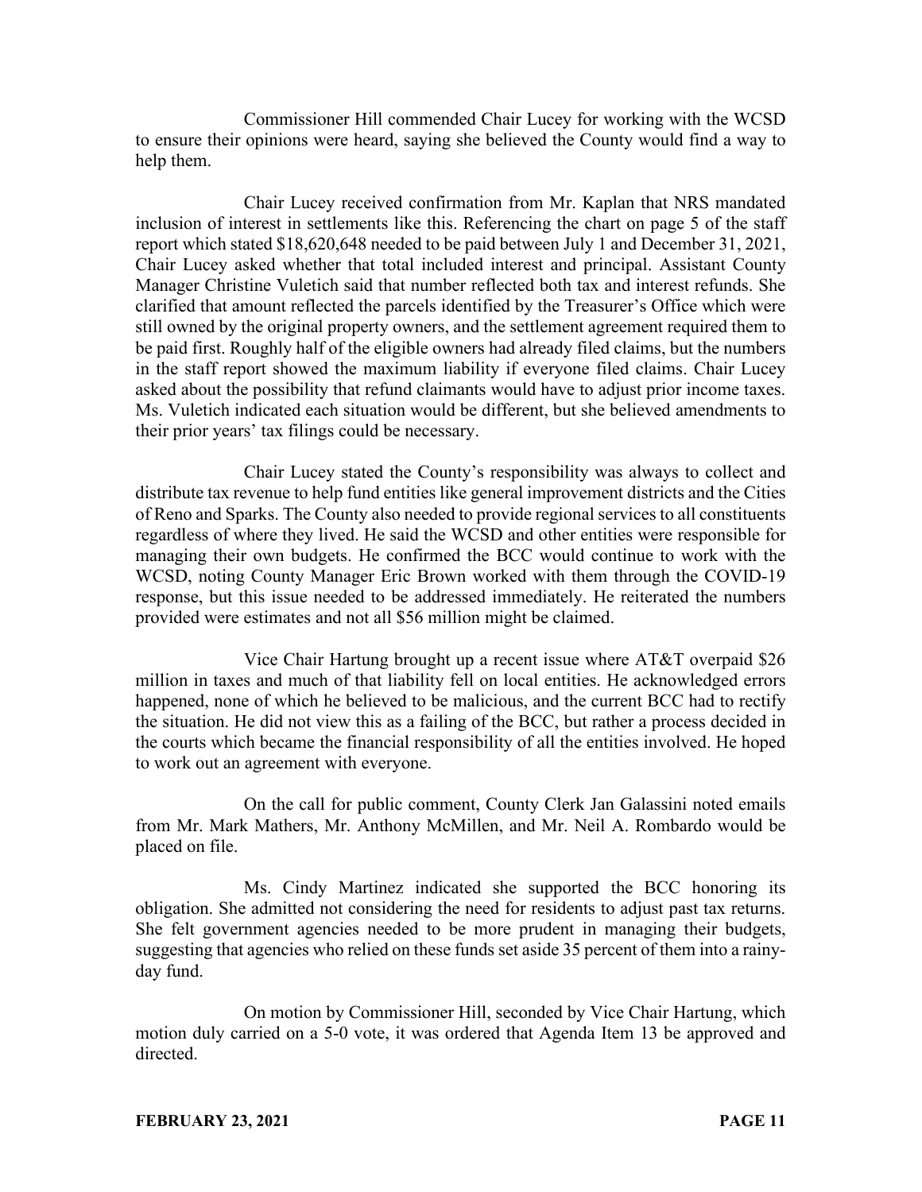Commissioner Hill commended Chair Lucey for working with the WCSD to ensure their opinions were heard, saying she believed the County would find a way to help them.

Chair Lucey received confirmation from Mr. Kaplan that NRS mandated inclusion of interest in settlements like this. Referencing the chart on page 5 of the staff report which stated $18,620,648 needed to be paid between July 1 and December 31, 2021, Chair Lucey asked whether that total included interest and principal. Assistant County Manager Christine Vuletich said that number reflected both tax and interest refunds. She clarified that amount reflected the parcels identified by the Treasurer's Office which were still owned by the original property owners, and the settlement agreement required them to be paid first. Roughly half of the eligible owners had already filed claims, but the numbers in the staff report showed the maximum liability if everyone filed claims. Chair Lucey asked about the possibility that refund claimants would have to adjust prior income taxes. Ms. Vuletich indicated each situation would be different, but she believed amendments to their prior years' tax filings could be necessary.

Chair Lucey stated the County's responsibility was always to collect and distribute tax revenue to help fund entities like general improvement districts and the Cities of Reno and Sparks. The County also needed to provide regional services to all constituents regardless of where they lived. He said the WCSD and other entities were responsible for managing their own budgets. He confirmed the BCC would continue to work with the WCSD, noting County Manager Eric Brown worked with them through the COVID-19 response, but this issue needed to be addressed immediately. He reiterated the numbers provided were estimates and not all $56 million might be claimed.

Vice Chair Hartung brought up a recent issue where AT&T overpaid $26 million in taxes and much of that liability fell on local entities. He acknowledged errors happened, none of which he believed to be malicious, and the current BCC had to rectify the situation. He did not view this as a failing of the BCC, but rather a process decided in the courts which became the financial responsibility of all the entities involved. He hoped to work out an agreement with everyone.

On the call for public comment, County Clerk Jan Galassini noted emails from Mr. Mark Mathers, Mr. Anthony McMillen, and Mr. Neil A. Rombardo would be placed on file.

Ms. Cindy Martinez indicated she supported the BCC honoring its obligation. She admitted not considering the need for residents to adjust past tax returns. She felt government agencies needed to be more prudent in managing their budgets, suggesting that agencies who relied on these funds set aside 35 percent of them into a rainy-day fund.

On motion by Commissioner Hill, seconded by Vice Chair Hartung, which motion duly carried on a 5-0 vote, it was ordered that Agenda Item 13 be approved and directed.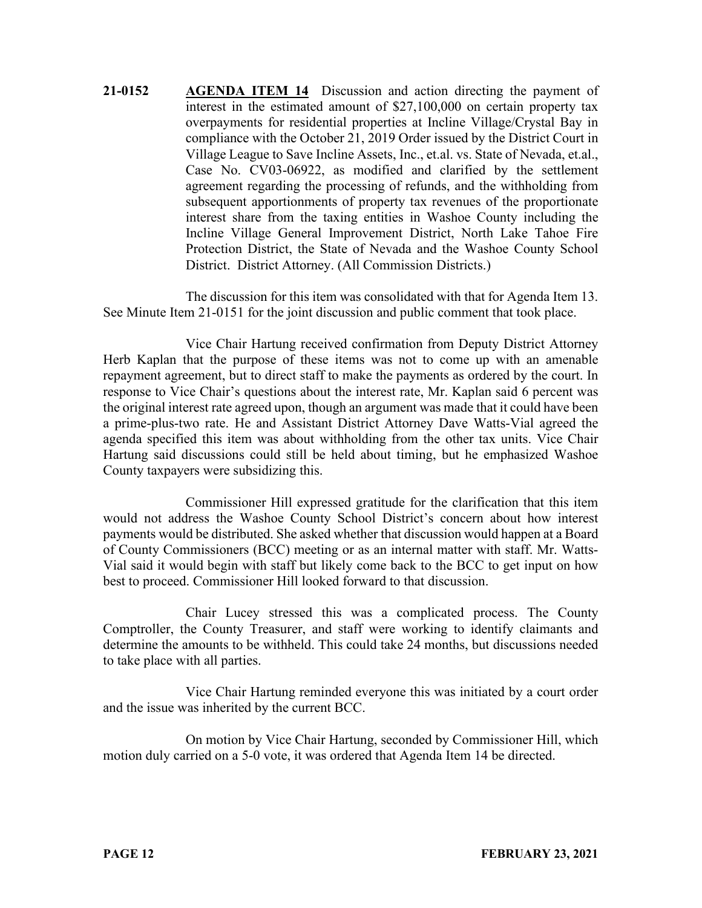**21-0152** **AGENDA ITEM 14** Discussion and action directing the payment of interest in the estimated amount of $27,100,000 on certain property tax overpayments for residential properties at Incline Village/Crystal Bay in compliance with the October 21, 2019 Order issued by the District Court in Village League to Save Incline Assets, Inc., et.al. vs. State of Nevada, et.al., Case No. CV03-06922, as modified and clarified by the settlement agreement regarding the processing of refunds, and the withholding from subsequent apportionments of property tax revenues of the proportionate interest share from the taxing entities in Washoe County including the Incline Village General Improvement District, North Lake Tahoe Fire Protection District, the State of Nevada and the Washoe County School District. District Attorney. (All Commission Districts.)

The discussion for this item was consolidated with that for Agenda Item 13. See Minute Item 21-0151 for the joint discussion and public comment that took place.

Vice Chair Hartung received confirmation from Deputy District Attorney Herb Kaplan that the purpose of these items was not to come up with an amenable repayment agreement, but to direct staff to make the payments as ordered by the court. In response to Vice Chair's questions about the interest rate, Mr. Kaplan said 6 percent was the original interest rate agreed upon, though an argument was made that it could have been a prime-plus-two rate. He and Assistant District Attorney Dave Watts-Vial agreed the agenda specified this item was about withholding from the other tax units. Vice Chair Hartung said discussions could still be held about timing, but he emphasized Washoe County taxpayers were subsidizing this.

Commissioner Hill expressed gratitude for the clarification that this item would not address the Washoe County School District's concern about how interest payments would be distributed. She asked whether that discussion would happen at a Board of County Commissioners (BCC) meeting or as an internal matter with staff. Mr. Watts-Vial said it would begin with staff but likely come back to the BCC to get input on how best to proceed. Commissioner Hill looked forward to that discussion.

Chair Lucey stressed this was a complicated process. The County Comptroller, the County Treasurer, and staff were working to identify claimants and determine the amounts to be withheld. This could take 24 months, but discussions needed to take place with all parties.

Vice Chair Hartung reminded everyone this was initiated by a court order and the issue was inherited by the current BCC.

On motion by Vice Chair Hartung, seconded by Commissioner Hill, which motion duly carried on a 5-0 vote, it was ordered that Agenda Item 14 be directed.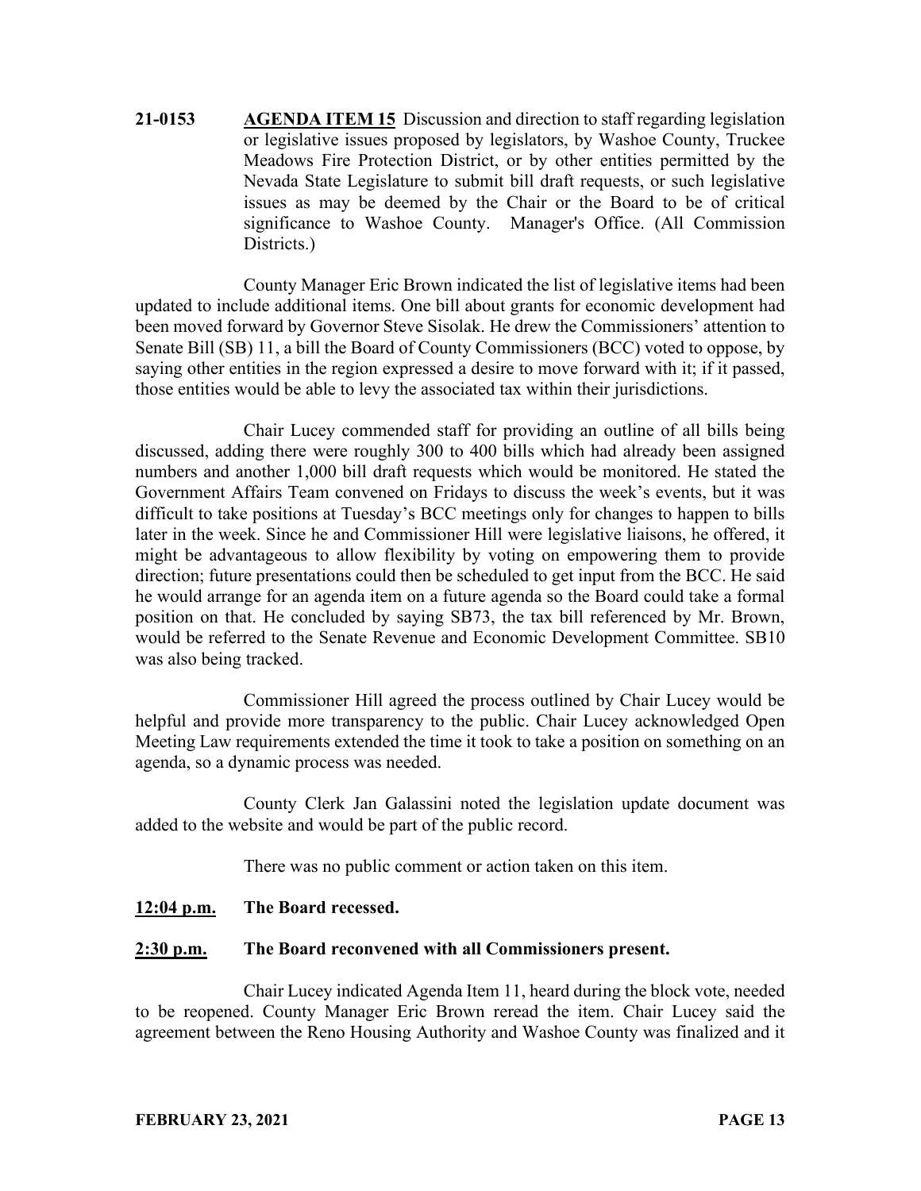**21-0153 AGENDA ITEM 15** Discussion and direction to staff regarding legislation or legislative issues proposed by legislators, by Washoe County, Truckee Meadows Fire Protection District, or by other entities permitted by the Nevada State Legislature to submit bill draft requests, or such legislative issues as may be deemed by the Chair or the Board to be of critical significance to Washoe County. Manager's Office. (All Commission Districts.)

County Manager Eric Brown indicated the list of legislative items had been updated to include additional items. One bill about grants for economic development had been moved forward by Governor Steve Sisolak. He drew the Commissioners' attention to Senate Bill (SB) 11, a bill the Board of County Commissioners (BCC) voted to oppose, by saying other entities in the region expressed a desire to move forward with it; if it passed, those entities would be able to levy the associated tax within their jurisdictions.

Chair Lucey commended staff for providing an outline of all bills being discussed, adding there were roughly 300 to 400 bills which had already been assigned numbers and another 1,000 bill draft requests which would be monitored. He stated the Government Affairs Team convened on Fridays to discuss the week's events, but it was difficult to take positions at Tuesday's BCC meetings only for changes to happen to bills later in the week. Since he and Commissioner Hill were legislative liaisons, he offered, it might be advantageous to allow flexibility by voting on empowering them to provide direction; future presentations could then be scheduled to get input from the BCC. He said he would arrange for an agenda item on a future agenda so the Board could take a formal position on that. He concluded by saying SB73, the tax bill referenced by Mr. Brown, would be referred to the Senate Revenue and Economic Development Committee. SB10 was also being tracked.

Commissioner Hill agreed the process outlined by Chair Lucey would be helpful and provide more transparency to the public. Chair Lucey acknowledged Open Meeting Law requirements extended the time it took to take a position on something on an agenda, so a dynamic process was needed.

County Clerk Jan Galassini noted the legislation update document was added to the website and would be part of the public record.

There was no public comment or action taken on this item.

**12:04 p.m. The Board recessed.**

**2:30 p.m. The Board reconvened with all Commissioners present.**

Chair Lucey indicated Agenda Item 11, heard during the block vote, needed to be reopened. County Manager Eric Brown reread the item. Chair Lucey said the agreement between the Reno Housing Authority and Washoe County was finalized and it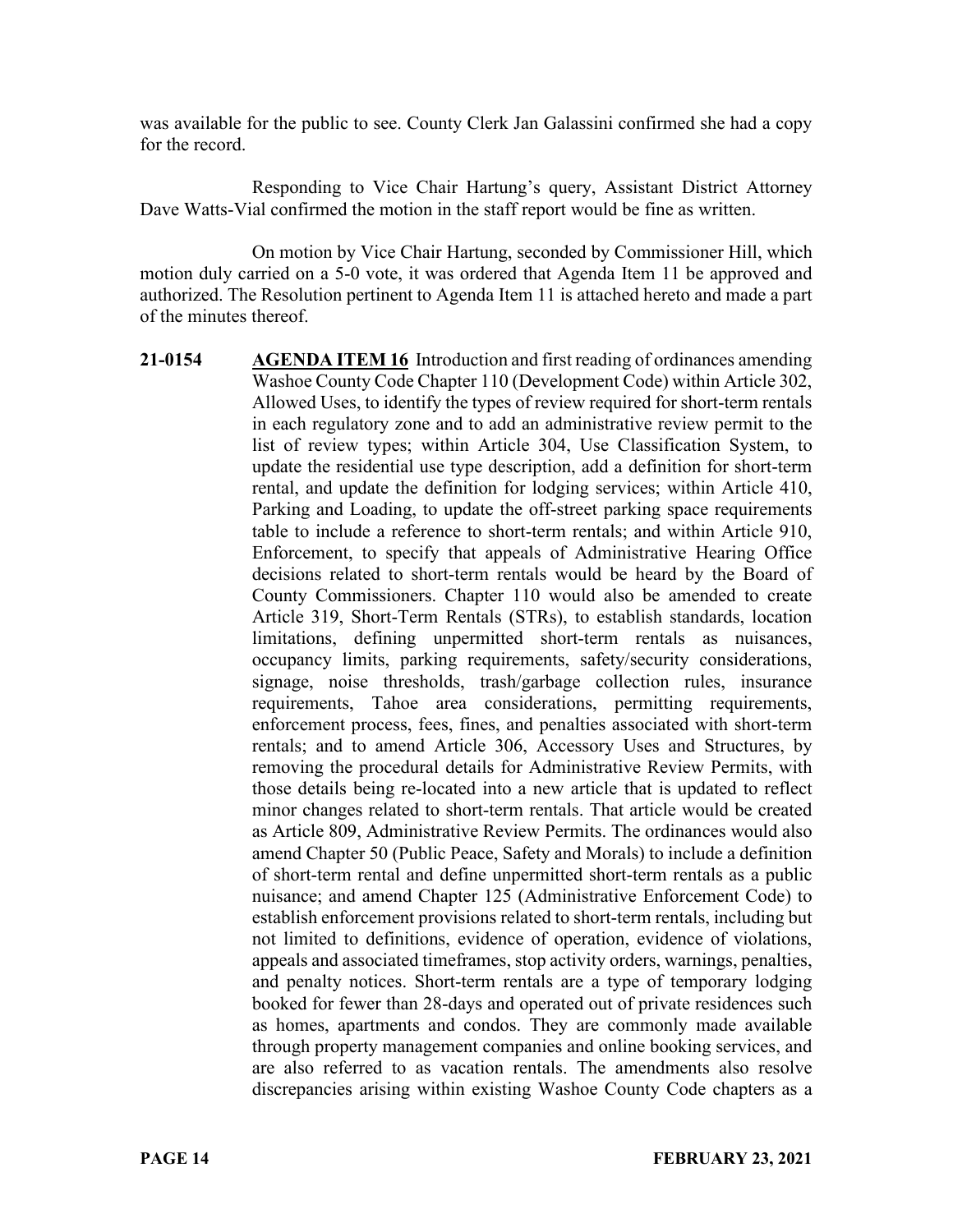was available for the public to see. County Clerk Jan Galassini confirmed she had a copy for the record.

Responding to Vice Chair Hartung's query, Assistant District Attorney Dave Watts-Vial confirmed the motion in the staff report would be fine as written.

On motion by Vice Chair Hartung, seconded by Commissioner Hill, which motion duly carried on a 5-0 vote, it was ordered that Agenda Item 11 be approved and authorized. The Resolution pertinent to Agenda Item 11 is attached hereto and made a part of the minutes thereof.

**21-0154** **AGENDA ITEM 16** Introduction and first reading of ordinances amending Washoe County Code Chapter 110 (Development Code) within Article 302, Allowed Uses, to identify the types of review required for short-term rentals in each regulatory zone and to add an administrative review permit to the list of review types; within Article 304, Use Classification System, to update the residential use type description, add a definition for short-term rental, and update the definition for lodging services; within Article 410, Parking and Loading, to update the off-street parking space requirements table to include a reference to short-term rentals; and within Article 910, Enforcement, to specify that appeals of Administrative Hearing Office decisions related to short-term rentals would be heard by the Board of County Commissioners. Chapter 110 would also be amended to create Article 319, Short-Term Rentals (STRs), to establish standards, location limitations, defining unpermitted short-term rentals as nuisances, occupancy limits, parking requirements, safety/security considerations, signage, noise thresholds, trash/garbage collection rules, insurance requirements, Tahoe area considerations, permitting requirements, enforcement process, fees, fines, and penalties associated with short-term rentals; and to amend Article 306, Accessory Uses and Structures, by removing the procedural details for Administrative Review Permits, with those details being re-located into a new article that is updated to reflect minor changes related to short-term rentals. That article would be created as Article 809, Administrative Review Permits. The ordinances would also amend Chapter 50 (Public Peace, Safety and Morals) to include a definition of short-term rental and define unpermitted short-term rentals as a public nuisance; and amend Chapter 125 (Administrative Enforcement Code) to establish enforcement provisions related to short-term rentals, including but not limited to definitions, evidence of operation, evidence of violations, appeals and associated timeframes, stop activity orders, warnings, penalties, and penalty notices. Short-term rentals are a type of temporary lodging booked for fewer than 28-days and operated out of private residences such as homes, apartments and condos. They are commonly made available through property management companies and online booking services, and are also referred to as vacation rentals. The amendments also resolve discrepancies arising within existing Washoe County Code chapters as a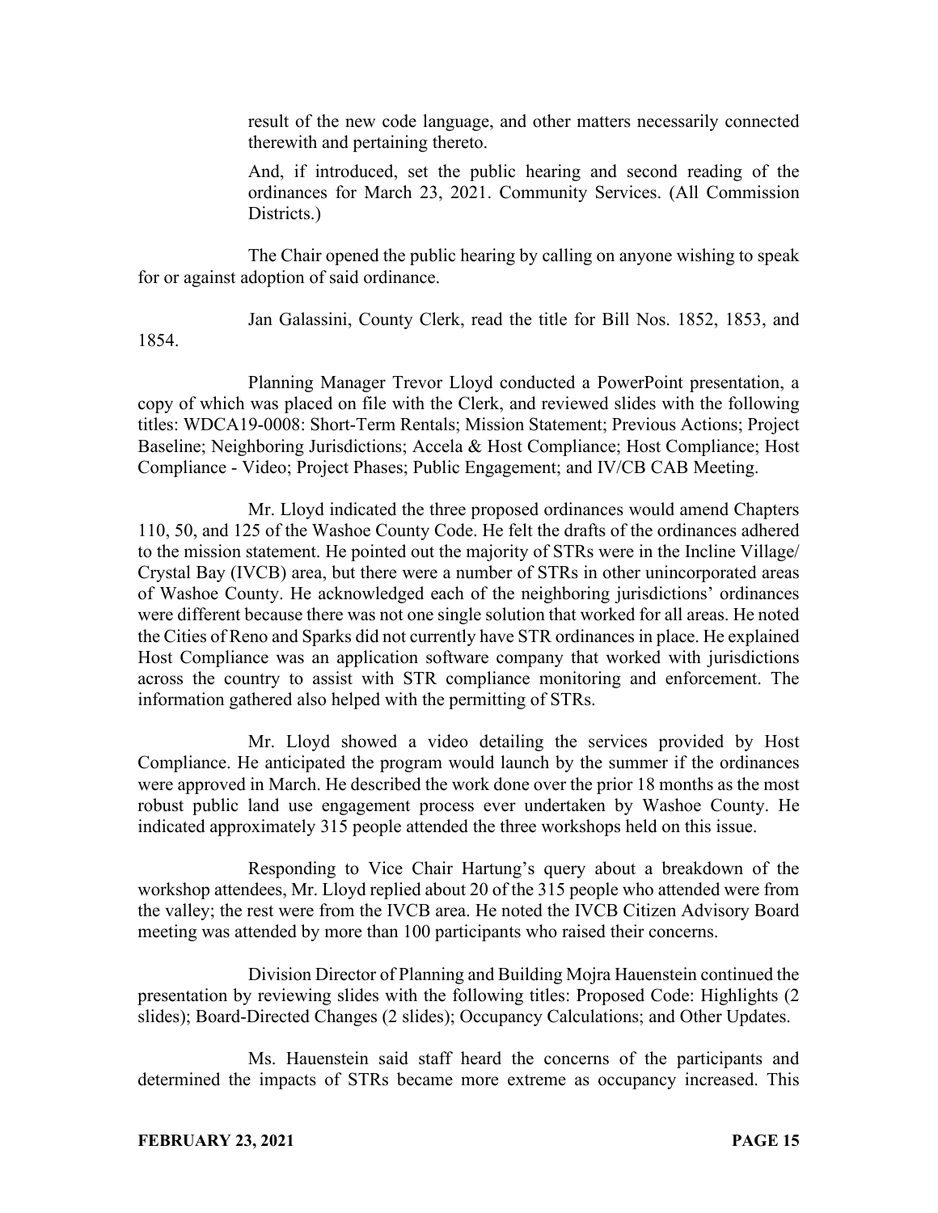result of the new code language, and other matters necessarily connected therewith and pertaining thereto.

And, if introduced, set the public hearing and second reading of the ordinances for March 23, 2021. Community Services. (All Commission Districts.)

The Chair opened the public hearing by calling on anyone wishing to speak for or against adoption of said ordinance.

Jan Galassini, County Clerk, read the title for Bill Nos. 1852, 1853, and 1854.

Planning Manager Trevor Lloyd conducted a PowerPoint presentation, a copy of which was placed on file with the Clerk, and reviewed slides with the following titles: WDCA19-0008: Short-Term Rentals; Mission Statement; Previous Actions; Project Baseline; Neighboring Jurisdictions; Accela & Host Compliance; Host Compliance; Host Compliance - Video; Project Phases; Public Engagement; and IV/CB CAB Meeting.

Mr. Lloyd indicated the three proposed ordinances would amend Chapters 110, 50, and 125 of the Washoe County Code. He felt the drafts of the ordinances adhered to the mission statement. He pointed out the majority of STRs were in the Incline Village/ Crystal Bay (IVCB) area, but there were a number of STRs in other unincorporated areas of Washoe County. He acknowledged each of the neighboring jurisdictions' ordinances were different because there was not one single solution that worked for all areas. He noted the Cities of Reno and Sparks did not currently have STR ordinances in place. He explained Host Compliance was an application software company that worked with jurisdictions across the country to assist with STR compliance monitoring and enforcement. The information gathered also helped with the permitting of STRs.

Mr. Lloyd showed a video detailing the services provided by Host Compliance. He anticipated the program would launch by the summer if the ordinances were approved in March. He described the work done over the prior 18 months as the most robust public land use engagement process ever undertaken by Washoe County. He indicated approximately 315 people attended the three workshops held on this issue.

Responding to Vice Chair Hartung's query about a breakdown of the workshop attendees, Mr. Lloyd replied about 20 of the 315 people who attended were from the valley; the rest were from the IVCB area. He noted the IVCB Citizen Advisory Board meeting was attended by more than 100 participants who raised their concerns.

Division Director of Planning and Building Mojra Hauenstein continued the presentation by reviewing slides with the following titles: Proposed Code: Highlights (2 slides); Board-Directed Changes (2 slides); Occupancy Calculations; and Other Updates.

Ms. Hauenstein said staff heard the concerns of the participants and determined the impacts of STRs became more extreme as occupancy increased. This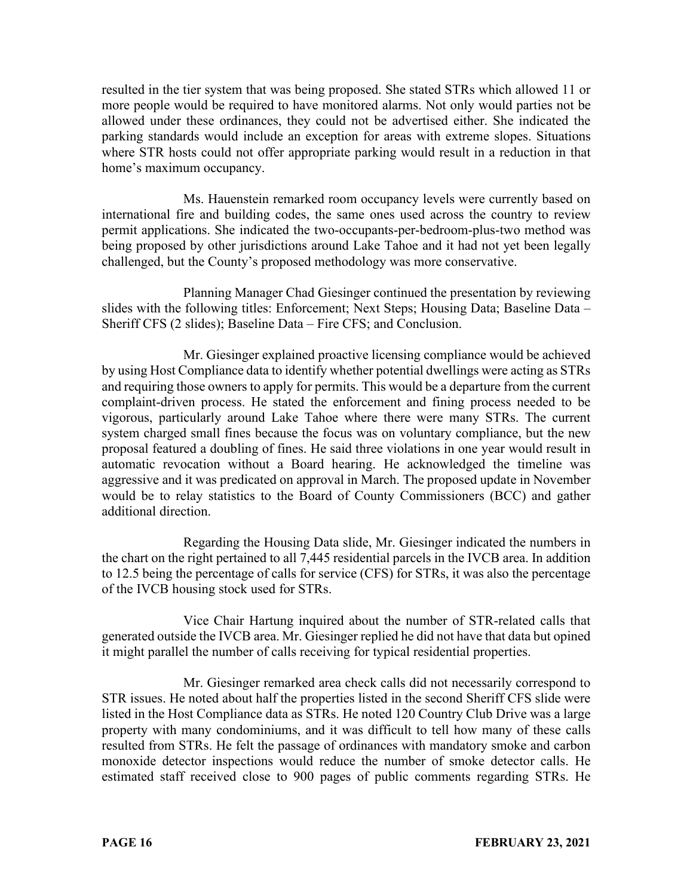resulted in the tier system that was being proposed. She stated STRs which allowed 11 or more people would be required to have monitored alarms. Not only would parties not be allowed under these ordinances, they could not be advertised either. She indicated the parking standards would include an exception for areas with extreme slopes. Situations where STR hosts could not offer appropriate parking would result in a reduction in that home's maximum occupancy.

Ms. Hauenstein remarked room occupancy levels were currently based on international fire and building codes, the same ones used across the country to review permit applications. She indicated the two-occupants-per-bedroom-plus-two method was being proposed by other jurisdictions around Lake Tahoe and it had not yet been legally challenged, but the County's proposed methodology was more conservative.

Planning Manager Chad Giesinger continued the presentation by reviewing slides with the following titles: Enforcement; Next Steps; Housing Data; Baseline Data – Sheriff CFS (2 slides); Baseline Data – Fire CFS; and Conclusion.

Mr. Giesinger explained proactive licensing compliance would be achieved by using Host Compliance data to identify whether potential dwellings were acting as STRs and requiring those owners to apply for permits. This would be a departure from the current complaint-driven process. He stated the enforcement and fining process needed to be vigorous, particularly around Lake Tahoe where there were many STRs. The current system charged small fines because the focus was on voluntary compliance, but the new proposal featured a doubling of fines. He said three violations in one year would result in automatic revocation without a Board hearing. He acknowledged the timeline was aggressive and it was predicated on approval in March. The proposed update in November would be to relay statistics to the Board of County Commissioners (BCC) and gather additional direction.

Regarding the Housing Data slide, Mr. Giesinger indicated the numbers in the chart on the right pertained to all 7,445 residential parcels in the IVCB area. In addition to 12.5 being the percentage of calls for service (CFS) for STRs, it was also the percentage of the IVCB housing stock used for STRs.

Vice Chair Hartung inquired about the number of STR-related calls that generated outside the IVCB area. Mr. Giesinger replied he did not have that data but opined it might parallel the number of calls receiving for typical residential properties.

Mr. Giesinger remarked area check calls did not necessarily correspond to STR issues. He noted about half the properties listed in the second Sheriff CFS slide were listed in the Host Compliance data as STRs. He noted 120 Country Club Drive was a large property with many condominiums, and it was difficult to tell how many of these calls resulted from STRs. He felt the passage of ordinances with mandatory smoke and carbon monoxide detector inspections would reduce the number of smoke detector calls. He estimated staff received close to 900 pages of public comments regarding STRs. He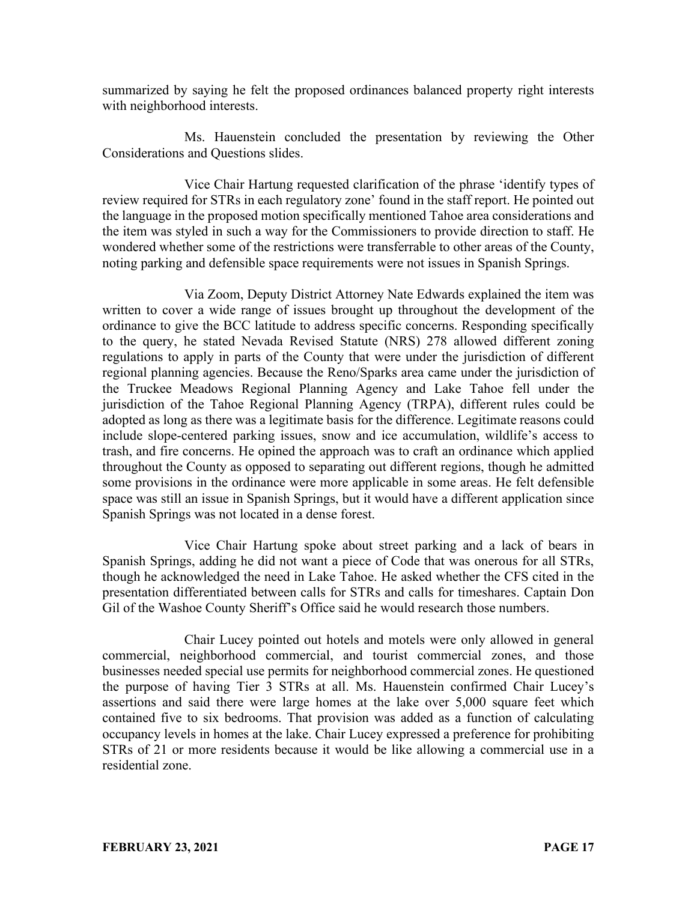summarized by saying he felt the proposed ordinances balanced property right interests with neighborhood interests.

Ms. Hauenstein concluded the presentation by reviewing the Other Considerations and Questions slides.

Vice Chair Hartung requested clarification of the phrase 'identify types of review required for STRs in each regulatory zone' found in the staff report. He pointed out the language in the proposed motion specifically mentioned Tahoe area considerations and the item was styled in such a way for the Commissioners to provide direction to staff. He wondered whether some of the restrictions were transferrable to other areas of the County, noting parking and defensible space requirements were not issues in Spanish Springs.

Via Zoom, Deputy District Attorney Nate Edwards explained the item was written to cover a wide range of issues brought up throughout the development of the ordinance to give the BCC latitude to address specific concerns. Responding specifically to the query, he stated Nevada Revised Statute (NRS) 278 allowed different zoning regulations to apply in parts of the County that were under the jurisdiction of different regional planning agencies. Because the Reno/Sparks area came under the jurisdiction of the Truckee Meadows Regional Planning Agency and Lake Tahoe fell under the jurisdiction of the Tahoe Regional Planning Agency (TRPA), different rules could be adopted as long as there was a legitimate basis for the difference. Legitimate reasons could include slope-centered parking issues, snow and ice accumulation, wildlife's access to trash, and fire concerns. He opined the approach was to craft an ordinance which applied throughout the County as opposed to separating out different regions, though he admitted some provisions in the ordinance were more applicable in some areas. He felt defensible space was still an issue in Spanish Springs, but it would have a different application since Spanish Springs was not located in a dense forest.

Vice Chair Hartung spoke about street parking and a lack of bears in Spanish Springs, adding he did not want a piece of Code that was onerous for all STRs, though he acknowledged the need in Lake Tahoe. He asked whether the CFS cited in the presentation differentiated between calls for STRs and calls for timeshares. Captain Don Gil of the Washoe County Sheriff's Office said he would research those numbers.

Chair Lucey pointed out hotels and motels were only allowed in general commercial, neighborhood commercial, and tourist commercial zones, and those businesses needed special use permits for neighborhood commercial zones. He questioned the purpose of having Tier 3 STRs at all. Ms. Hauenstein confirmed Chair Lucey's assertions and said there were large homes at the lake over 5,000 square feet which contained five to six bedrooms. That provision was added as a function of calculating occupancy levels in homes at the lake. Chair Lucey expressed a preference for prohibiting STRs of 21 or more residents because it would be like allowing a commercial use in a residential zone.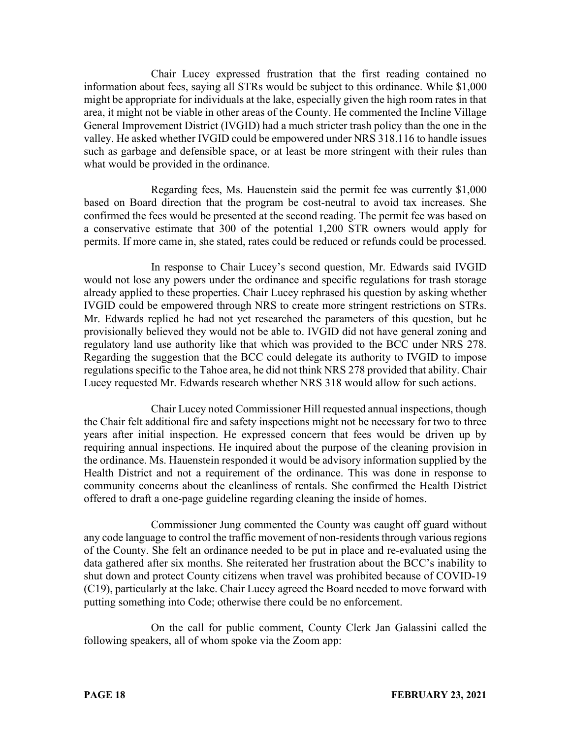Chair Lucey expressed frustration that the first reading contained no information about fees, saying all STRs would be subject to this ordinance. While $1,000 might be appropriate for individuals at the lake, especially given the high room rates in that area, it might not be viable in other areas of the County. He commented the Incline Village General Improvement District (IVGID) had a much stricter trash policy than the one in the valley. He asked whether IVGID could be empowered under NRS 318.116 to handle issues such as garbage and defensible space, or at least be more stringent with their rules than what would be provided in the ordinance.

Regarding fees, Ms. Hauenstein said the permit fee was currently $1,000 based on Board direction that the program be cost-neutral to avoid tax increases. She confirmed the fees would be presented at the second reading. The permit fee was based on a conservative estimate that 300 of the potential 1,200 STR owners would apply for permits. If more came in, she stated, rates could be reduced or refunds could be processed.

In response to Chair Lucey's second question, Mr. Edwards said IVGID would not lose any powers under the ordinance and specific regulations for trash storage already applied to these properties. Chair Lucey rephrased his question by asking whether IVGID could be empowered through NRS to create more stringent restrictions on STRs. Mr. Edwards replied he had not yet researched the parameters of this question, but he provisionally believed they would not be able to. IVGID did not have general zoning and regulatory land use authority like that which was provided to the BCC under NRS 278. Regarding the suggestion that the BCC could delegate its authority to IVGID to impose regulations specific to the Tahoe area, he did not think NRS 278 provided that ability. Chair Lucey requested Mr. Edwards research whether NRS 318 would allow for such actions.

Chair Lucey noted Commissioner Hill requested annual inspections, though the Chair felt additional fire and safety inspections might not be necessary for two to three years after initial inspection. He expressed concern that fees would be driven up by requiring annual inspections. He inquired about the purpose of the cleaning provision in the ordinance. Ms. Hauenstein responded it would be advisory information supplied by the Health District and not a requirement of the ordinance. This was done in response to community concerns about the cleanliness of rentals. She confirmed the Health District offered to draft a one-page guideline regarding cleaning the inside of homes.

Commissioner Jung commented the County was caught off guard without any code language to control the traffic movement of non-residents through various regions of the County. She felt an ordinance needed to be put in place and re-evaluated using the data gathered after six months. She reiterated her frustration about the BCC's inability to shut down and protect County citizens when travel was prohibited because of COVID-19 (C19), particularly at the lake. Chair Lucey agreed the Board needed to move forward with putting something into Code; otherwise there could be no enforcement.

On the call for public comment, County Clerk Jan Galassini called the following speakers, all of whom spoke via the Zoom app: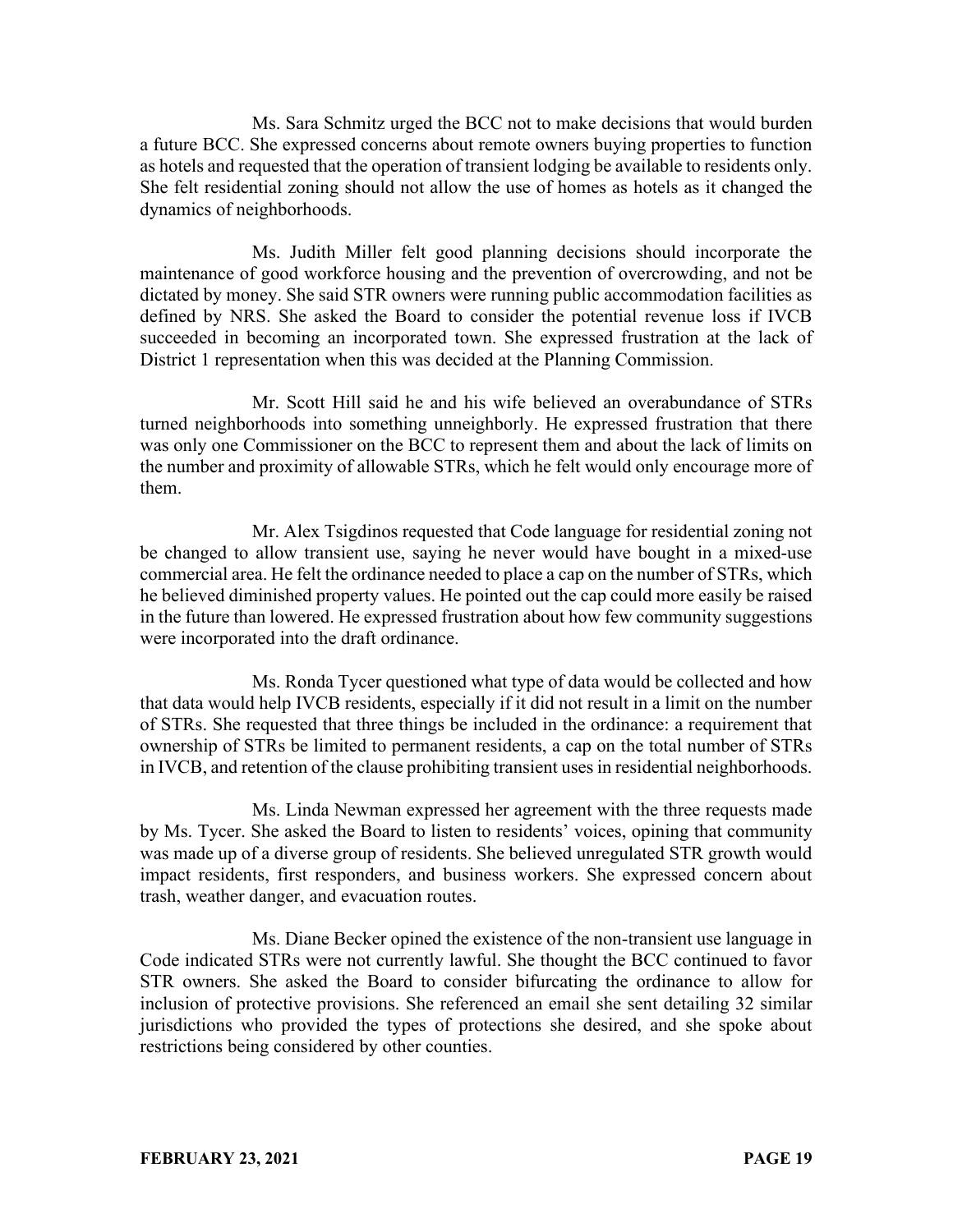Ms. Sara Schmitz urged the BCC not to make decisions that would burden a future BCC. She expressed concerns about remote owners buying properties to function as hotels and requested that the operation of transient lodging be available to residents only. She felt residential zoning should not allow the use of homes as hotels as it changed the dynamics of neighborhoods.

Ms. Judith Miller felt good planning decisions should incorporate the maintenance of good workforce housing and the prevention of overcrowding, and not be dictated by money. She said STR owners were running public accommodation facilities as defined by NRS. She asked the Board to consider the potential revenue loss if IVCB succeeded in becoming an incorporated town. She expressed frustration at the lack of District 1 representation when this was decided at the Planning Commission.

Mr. Scott Hill said he and his wife believed an overabundance of STRs turned neighborhoods into something unneighborly. He expressed frustration that there was only one Commissioner on the BCC to represent them and about the lack of limits on the number and proximity of allowable STRs, which he felt would only encourage more of them.

Mr. Alex Tsigdinos requested that Code language for residential zoning not be changed to allow transient use, saying he never would have bought in a mixed-use commercial area. He felt the ordinance needed to place a cap on the number of STRs, which he believed diminished property values. He pointed out the cap could more easily be raised in the future than lowered. He expressed frustration about how few community suggestions were incorporated into the draft ordinance.

Ms. Ronda Tycer questioned what type of data would be collected and how that data would help IVCB residents, especially if it did not result in a limit on the number of STRs. She requested that three things be included in the ordinance: a requirement that ownership of STRs be limited to permanent residents, a cap on the total number of STRs in IVCB, and retention of the clause prohibiting transient uses in residential neighborhoods.

Ms. Linda Newman expressed her agreement with the three requests made by Ms. Tycer. She asked the Board to listen to residents' voices, opining that community was made up of a diverse group of residents. She believed unregulated STR growth would impact residents, first responders, and business workers. She expressed concern about trash, weather danger, and evacuation routes.

Ms. Diane Becker opined the existence of the non-transient use language in Code indicated STRs were not currently lawful. She thought the BCC continued to favor STR owners. She asked the Board to consider bifurcating the ordinance to allow for inclusion of protective provisions. She referenced an email she sent detailing 32 similar jurisdictions who provided the types of protections she desired, and she spoke about restrictions being considered by other counties.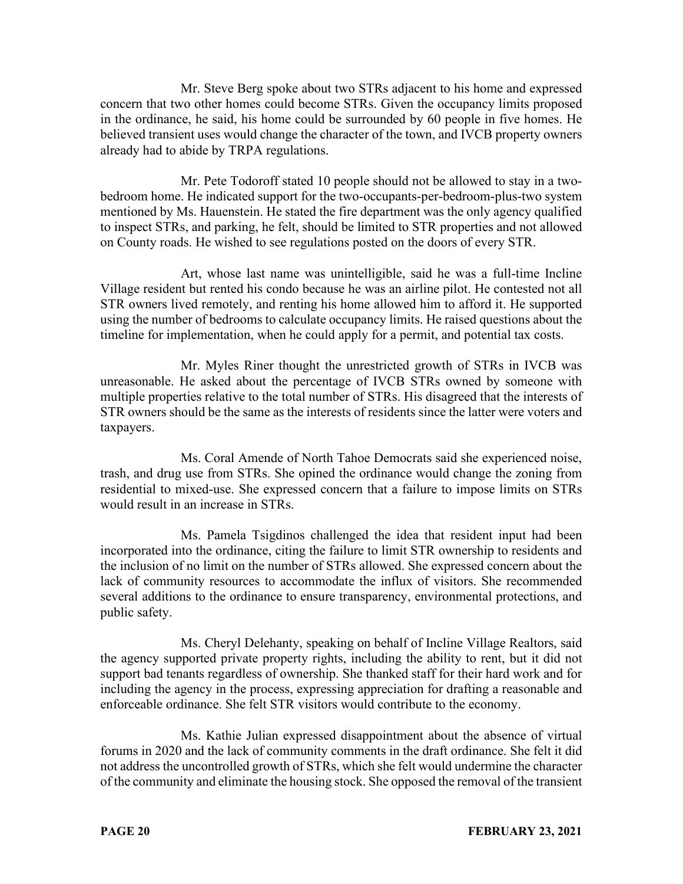Mr. Steve Berg spoke about two STRs adjacent to his home and expressed concern that two other homes could become STRs. Given the occupancy limits proposed in the ordinance, he said, his home could be surrounded by 60 people in five homes. He believed transient uses would change the character of the town, and IVCB property owners already had to abide by TRPA regulations.

Mr. Pete Todoroff stated 10 people should not be allowed to stay in a two-bedroom home. He indicated support for the two-occupants-per-bedroom-plus-two system mentioned by Ms. Hauenstein. He stated the fire department was the only agency qualified to inspect STRs, and parking, he felt, should be limited to STR properties and not allowed on County roads. He wished to see regulations posted on the doors of every STR.

Art, whose last name was unintelligible, said he was a full-time Incline Village resident but rented his condo because he was an airline pilot. He contested not all STR owners lived remotely, and renting his home allowed him to afford it. He supported using the number of bedrooms to calculate occupancy limits. He raised questions about the timeline for implementation, when he could apply for a permit, and potential tax costs.

Mr. Myles Riner thought the unrestricted growth of STRs in IVCB was unreasonable. He asked about the percentage of IVCB STRs owned by someone with multiple properties relative to the total number of STRs. His disagreed that the interests of STR owners should be the same as the interests of residents since the latter were voters and taxpayers.

Ms. Coral Amende of North Tahoe Democrats said she experienced noise, trash, and drug use from STRs. She opined the ordinance would change the zoning from residential to mixed-use. She expressed concern that a failure to impose limits on STRs would result in an increase in STRs.

Ms. Pamela Tsigdinos challenged the idea that resident input had been incorporated into the ordinance, citing the failure to limit STR ownership to residents and the inclusion of no limit on the number of STRs allowed. She expressed concern about the lack of community resources to accommodate the influx of visitors. She recommended several additions to the ordinance to ensure transparency, environmental protections, and public safety.

Ms. Cheryl Delehanty, speaking on behalf of Incline Village Realtors, said the agency supported private property rights, including the ability to rent, but it did not support bad tenants regardless of ownership. She thanked staff for their hard work and for including the agency in the process, expressing appreciation for drafting a reasonable and enforceable ordinance. She felt STR visitors would contribute to the economy.

Ms. Kathie Julian expressed disappointment about the absence of virtual forums in 2020 and the lack of community comments in the draft ordinance. She felt it did not address the uncontrolled growth of STRs, which she felt would undermine the character of the community and eliminate the housing stock. She opposed the removal of the transient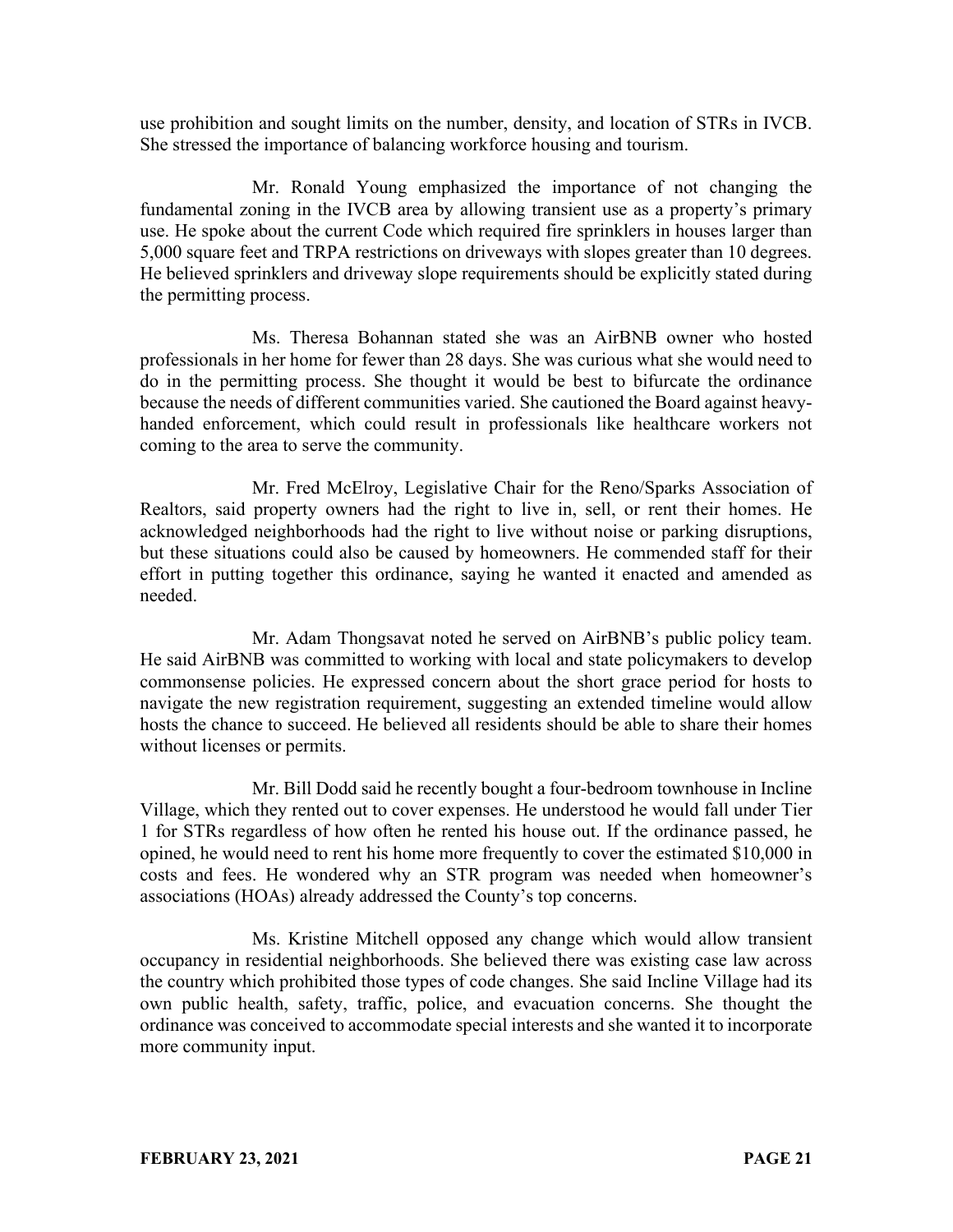use prohibition and sought limits on the number, density, and location of STRs in IVCB. She stressed the importance of balancing workforce housing and tourism.

Mr. Ronald Young emphasized the importance of not changing the fundamental zoning in the IVCB area by allowing transient use as a property's primary use. He spoke about the current Code which required fire sprinklers in houses larger than 5,000 square feet and TRPA restrictions on driveways with slopes greater than 10 degrees. He believed sprinklers and driveway slope requirements should be explicitly stated during the permitting process.

Ms. Theresa Bohannan stated she was an AirBNB owner who hosted professionals in her home for fewer than 28 days. She was curious what she would need to do in the permitting process. She thought it would be best to bifurcate the ordinance because the needs of different communities varied. She cautioned the Board against heavy-handed enforcement, which could result in professionals like healthcare workers not coming to the area to serve the community.

Mr. Fred McElroy, Legislative Chair for the Reno/Sparks Association of Realtors, said property owners had the right to live in, sell, or rent their homes. He acknowledged neighborhoods had the right to live without noise or parking disruptions, but these situations could also be caused by homeowners. He commended staff for their effort in putting together this ordinance, saying he wanted it enacted and amended as needed.

Mr. Adam Thongsavat noted he served on AirBNB's public policy team. He said AirBNB was committed to working with local and state policymakers to develop commonsense policies. He expressed concern about the short grace period for hosts to navigate the new registration requirement, suggesting an extended timeline would allow hosts the chance to succeed. He believed all residents should be able to share their homes without licenses or permits.

Mr. Bill Dodd said he recently bought a four-bedroom townhouse in Incline Village, which they rented out to cover expenses. He understood he would fall under Tier 1 for STRs regardless of how often he rented his house out. If the ordinance passed, he opined, he would need to rent his home more frequently to cover the estimated $10,000 in costs and fees. He wondered why an STR program was needed when homeowner's associations (HOAs) already addressed the County's top concerns.

Ms. Kristine Mitchell opposed any change which would allow transient occupancy in residential neighborhoods. She believed there was existing case law across the country which prohibited those types of code changes. She said Incline Village had its own public health, safety, traffic, police, and evacuation concerns. She thought the ordinance was conceived to accommodate special interests and she wanted it to incorporate more community input.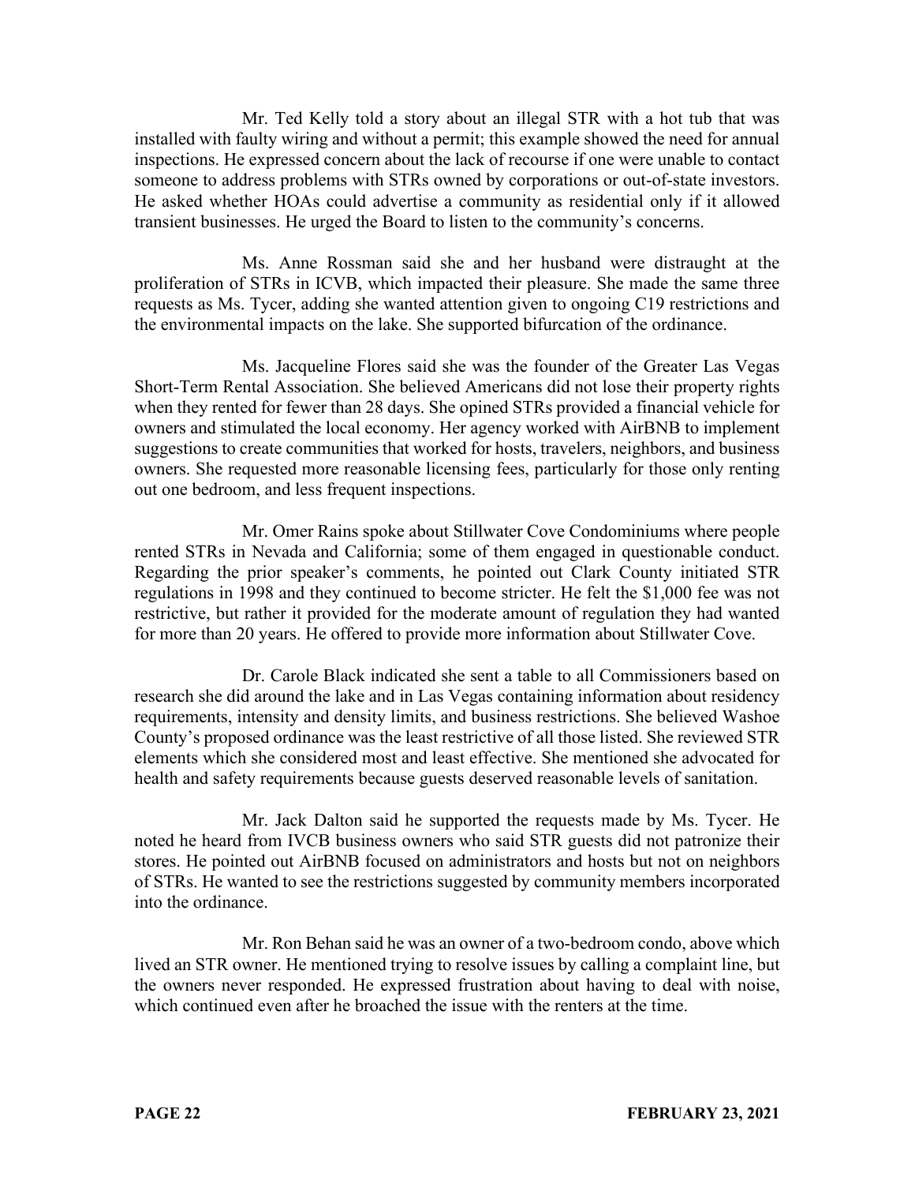Mr. Ted Kelly told a story about an illegal STR with a hot tub that was installed with faulty wiring and without a permit; this example showed the need for annual inspections. He expressed concern about the lack of recourse if one were unable to contact someone to address problems with STRs owned by corporations or out-of-state investors. He asked whether HOAs could advertise a community as residential only if it allowed transient businesses. He urged the Board to listen to the community's concerns.

Ms. Anne Rossman said she and her husband were distraught at the proliferation of STRs in ICVB, which impacted their pleasure. She made the same three requests as Ms. Tycer, adding she wanted attention given to ongoing C19 restrictions and the environmental impacts on the lake. She supported bifurcation of the ordinance.

Ms. Jacqueline Flores said she was the founder of the Greater Las Vegas Short-Term Rental Association. She believed Americans did not lose their property rights when they rented for fewer than 28 days. She opined STRs provided a financial vehicle for owners and stimulated the local economy. Her agency worked with AirBNB to implement suggestions to create communities that worked for hosts, travelers, neighbors, and business owners. She requested more reasonable licensing fees, particularly for those only renting out one bedroom, and less frequent inspections.

Mr. Omer Rains spoke about Stillwater Cove Condominiums where people rented STRs in Nevada and California; some of them engaged in questionable conduct. Regarding the prior speaker's comments, he pointed out Clark County initiated STR regulations in 1998 and they continued to become stricter. He felt the $1,000 fee was not restrictive, but rather it provided for the moderate amount of regulation they had wanted for more than 20 years. He offered to provide more information about Stillwater Cove.

Dr. Carole Black indicated she sent a table to all Commissioners based on research she did around the lake and in Las Vegas containing information about residency requirements, intensity and density limits, and business restrictions. She believed Washoe County's proposed ordinance was the least restrictive of all those listed. She reviewed STR elements which she considered most and least effective. She mentioned she advocated for health and safety requirements because guests deserved reasonable levels of sanitation.

Mr. Jack Dalton said he supported the requests made by Ms. Tycer. He noted he heard from IVCB business owners who said STR guests did not patronize their stores. He pointed out AirBNB focused on administrators and hosts but not on neighbors of STRs. He wanted to see the restrictions suggested by community members incorporated into the ordinance.

Mr. Ron Behan said he was an owner of a two-bedroom condo, above which lived an STR owner. He mentioned trying to resolve issues by calling a complaint line, but the owners never responded. He expressed frustration about having to deal with noise, which continued even after he broached the issue with the renters at the time.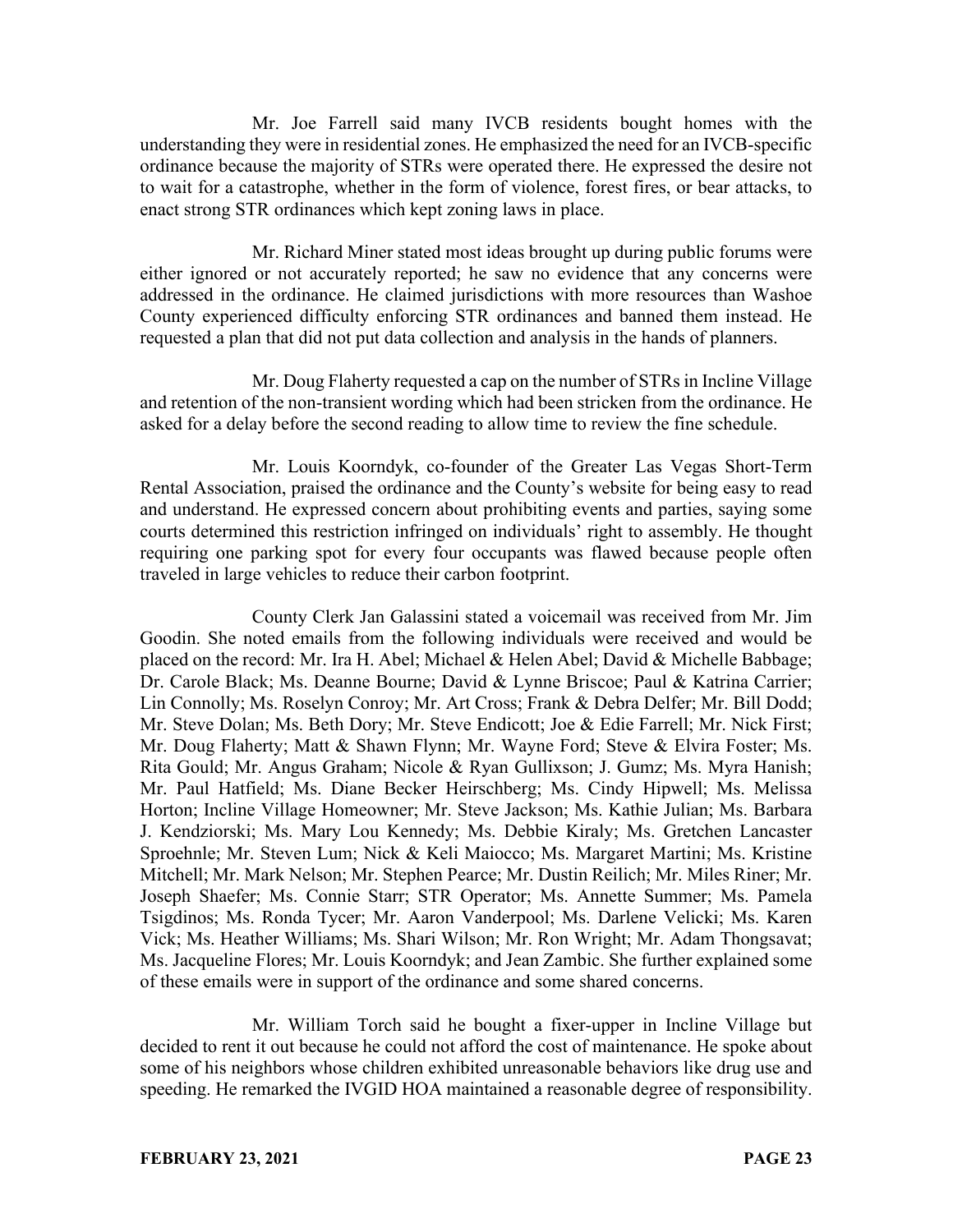Mr. Joe Farrell said many IVCB residents bought homes with the understanding they were in residential zones. He emphasized the need for an IVCB-specific ordinance because the majority of STRs were operated there. He expressed the desire not to wait for a catastrophe, whether in the form of violence, forest fires, or bear attacks, to enact strong STR ordinances which kept zoning laws in place.

Mr. Richard Miner stated most ideas brought up during public forums were either ignored or not accurately reported; he saw no evidence that any concerns were addressed in the ordinance. He claimed jurisdictions with more resources than Washoe County experienced difficulty enforcing STR ordinances and banned them instead. He requested a plan that did not put data collection and analysis in the hands of planners.

Mr. Doug Flaherty requested a cap on the number of STRs in Incline Village and retention of the non-transient wording which had been stricken from the ordinance. He asked for a delay before the second reading to allow time to review the fine schedule.

Mr. Louis Koorndyk, co-founder of the Greater Las Vegas Short-Term Rental Association, praised the ordinance and the County's website for being easy to read and understand. He expressed concern about prohibiting events and parties, saying some courts determined this restriction infringed on individuals' right to assembly. He thought requiring one parking spot for every four occupants was flawed because people often traveled in large vehicles to reduce their carbon footprint.

County Clerk Jan Galassini stated a voicemail was received from Mr. Jim Goodin. She noted emails from the following individuals were received and would be placed on the record: Mr. Ira H. Abel; Michael & Helen Abel; David & Michelle Babbage; Dr. Carole Black; Ms. Deanne Bourne; David & Lynne Briscoe; Paul & Katrina Carrier; Lin Connolly; Ms. Roselyn Conroy; Mr. Art Cross; Frank & Debra Delfer; Mr. Bill Dodd; Mr. Steve Dolan; Ms. Beth Dory; Mr. Steve Endicott; Joe & Edie Farrell; Mr. Nick First; Mr. Doug Flaherty; Matt & Shawn Flynn; Mr. Wayne Ford; Steve & Elvira Foster; Ms. Rita Gould; Mr. Angus Graham; Nicole & Ryan Gullixson; J. Gumz; Ms. Myra Hanish; Mr. Paul Hatfield; Ms. Diane Becker Heirschberg; Ms. Cindy Hipwell; Ms. Melissa Horton; Incline Village Homeowner; Mr. Steve Jackson; Ms. Kathie Julian; Ms. Barbara J. Kendziorski; Ms. Mary Lou Kennedy; Ms. Debbie Kiraly; Ms. Gretchen Lancaster Sproehnle; Mr. Steven Lum; Nick & Keli Maiocco; Ms. Margaret Martini; Ms. Kristine Mitchell; Mr. Mark Nelson; Mr. Stephen Pearce; Mr. Dustin Reilich; Mr. Miles Riner; Mr. Joseph Shaefer; Ms. Connie Starr; STR Operator; Ms. Annette Summer; Ms. Pamela Tsigdinos; Ms. Ronda Tycer; Mr. Aaron Vanderpool; Ms. Darlene Velicki; Ms. Karen Vick; Ms. Heather Williams; Ms. Shari Wilson; Mr. Ron Wright; Mr. Adam Thongsavat; Ms. Jacqueline Flores; Mr. Louis Koorndyk; and Jean Zambic. She further explained some of these emails were in support of the ordinance and some shared concerns.

Mr. William Torch said he bought a fixer-upper in Incline Village but decided to rent it out because he could not afford the cost of maintenance. He spoke about some of his neighbors whose children exhibited unreasonable behaviors like drug use and speeding. He remarked the IVGID HOA maintained a reasonable degree of responsibility.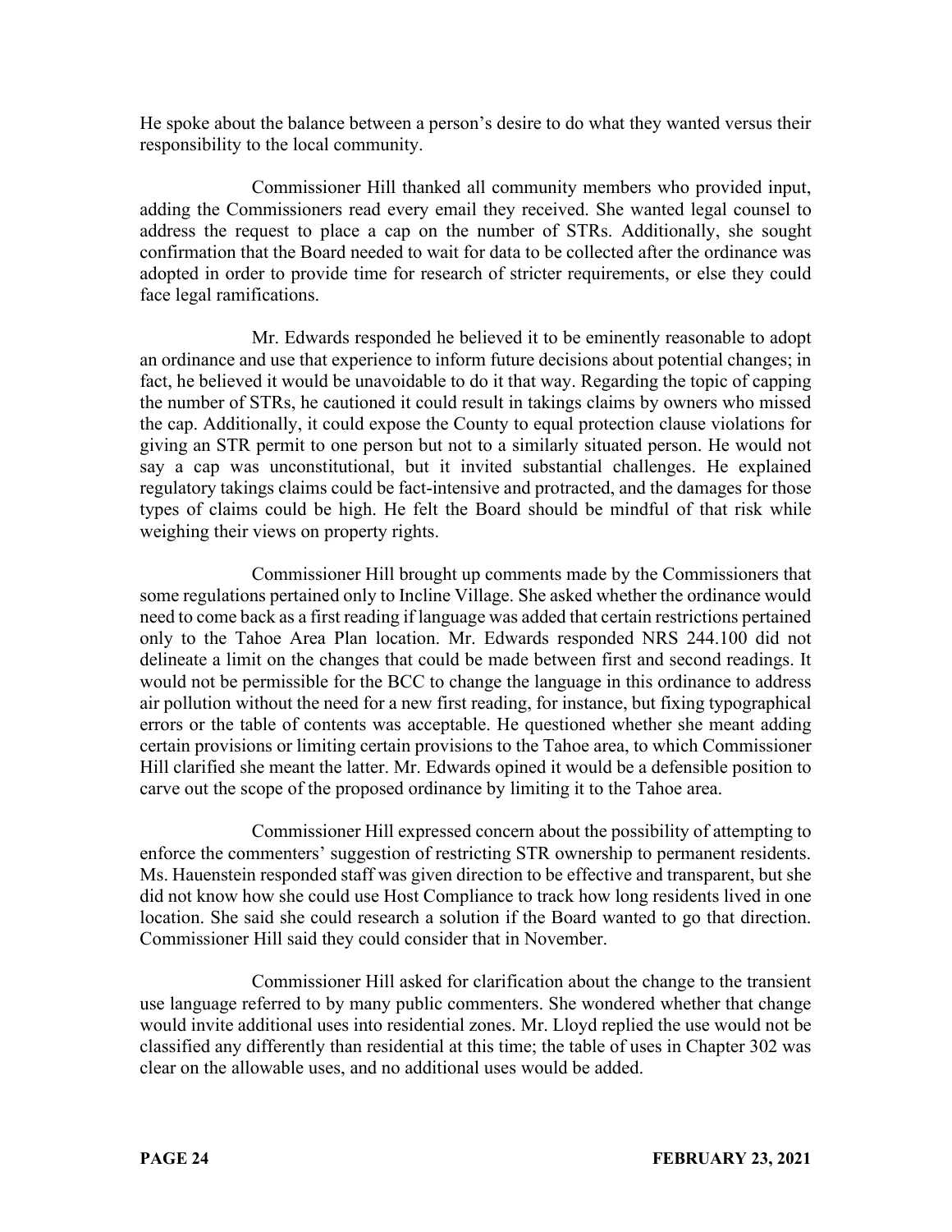He spoke about the balance between a person's desire to do what they wanted versus their responsibility to the local community.

Commissioner Hill thanked all community members who provided input, adding the Commissioners read every email they received. She wanted legal counsel to address the request to place a cap on the number of STRs. Additionally, she sought confirmation that the Board needed to wait for data to be collected after the ordinance was adopted in order to provide time for research of stricter requirements, or else they could face legal ramifications.

Mr. Edwards responded he believed it to be eminently reasonable to adopt an ordinance and use that experience to inform future decisions about potential changes; in fact, he believed it would be unavoidable to do it that way. Regarding the topic of capping the number of STRs, he cautioned it could result in takings claims by owners who missed the cap. Additionally, it could expose the County to equal protection clause violations for giving an STR permit to one person but not to a similarly situated person. He would not say a cap was unconstitutional, but it invited substantial challenges. He explained regulatory takings claims could be fact-intensive and protracted, and the damages for those types of claims could be high. He felt the Board should be mindful of that risk while weighing their views on property rights.

Commissioner Hill brought up comments made by the Commissioners that some regulations pertained only to Incline Village. She asked whether the ordinance would need to come back as a first reading if language was added that certain restrictions pertained only to the Tahoe Area Plan location. Mr. Edwards responded NRS 244.100 did not delineate a limit on the changes that could be made between first and second readings. It would not be permissible for the BCC to change the language in this ordinance to address air pollution without the need for a new first reading, for instance, but fixing typographical errors or the table of contents was acceptable. He questioned whether she meant adding certain provisions or limiting certain provisions to the Tahoe area, to which Commissioner Hill clarified she meant the latter. Mr. Edwards opined it would be a defensible position to carve out the scope of the proposed ordinance by limiting it to the Tahoe area.

Commissioner Hill expressed concern about the possibility of attempting to enforce the commenters' suggestion of restricting STR ownership to permanent residents. Ms. Hauenstein responded staff was given direction to be effective and transparent, but she did not know how she could use Host Compliance to track how long residents lived in one location. She said she could research a solution if the Board wanted to go that direction. Commissioner Hill said they could consider that in November.

Commissioner Hill asked for clarification about the change to the transient use language referred to by many public commenters. She wondered whether that change would invite additional uses into residential zones. Mr. Lloyd replied the use would not be classified any differently than residential at this time; the table of uses in Chapter 302 was clear on the allowable uses, and no additional uses would be added.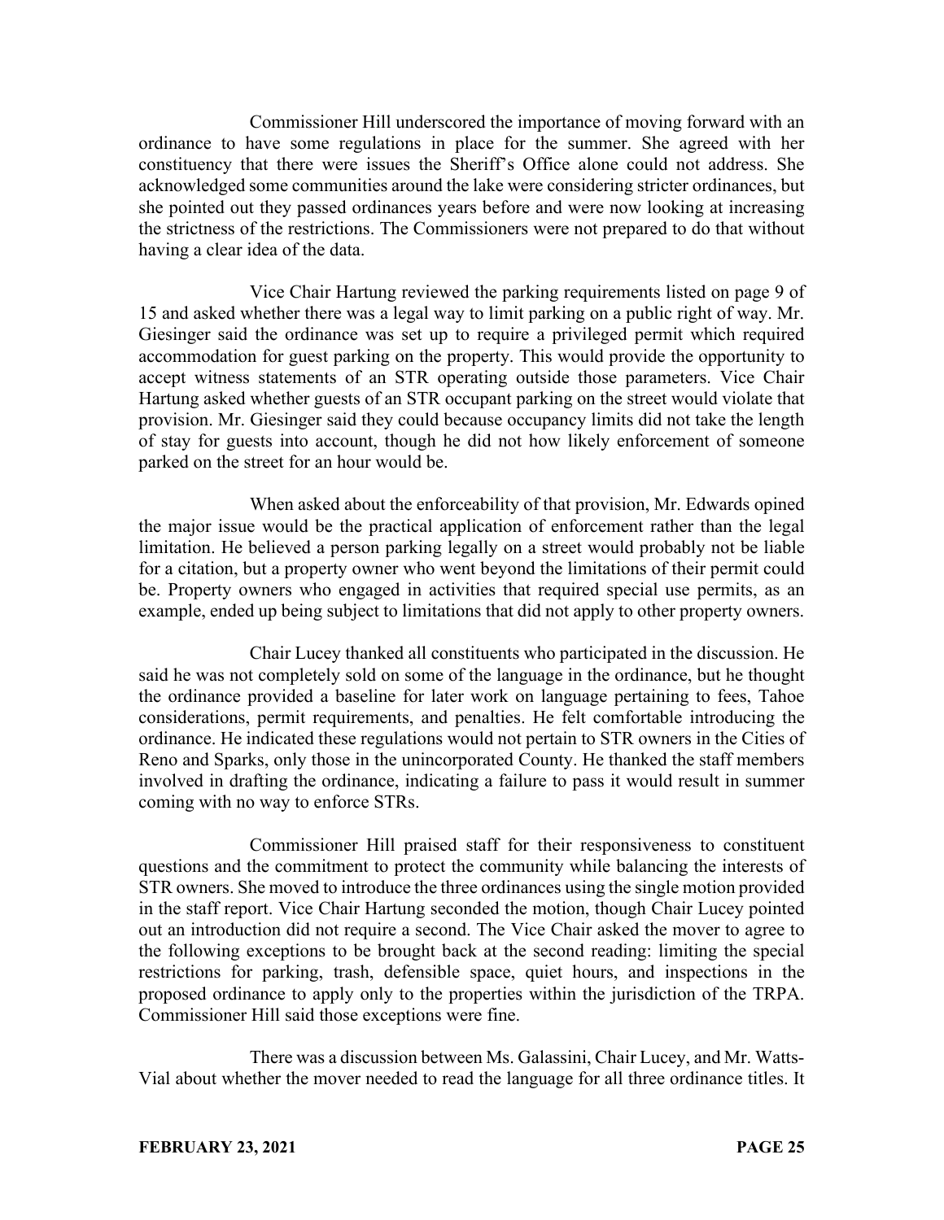Commissioner Hill underscored the importance of moving forward with an ordinance to have some regulations in place for the summer. She agreed with her constituency that there were issues the Sheriff's Office alone could not address. She acknowledged some communities around the lake were considering stricter ordinances, but she pointed out they passed ordinances years before and were now looking at increasing the strictness of the restrictions. The Commissioners were not prepared to do that without having a clear idea of the data.

Vice Chair Hartung reviewed the parking requirements listed on page 9 of 15 and asked whether there was a legal way to limit parking on a public right of way. Mr. Giesinger said the ordinance was set up to require a privileged permit which required accommodation for guest parking on the property. This would provide the opportunity to accept witness statements of an STR operating outside those parameters. Vice Chair Hartung asked whether guests of an STR occupant parking on the street would violate that provision. Mr. Giesinger said they could because occupancy limits did not take the length of stay for guests into account, though he did not how likely enforcement of someone parked on the street for an hour would be.

When asked about the enforceability of that provision, Mr. Edwards opined the major issue would be the practical application of enforcement rather than the legal limitation. He believed a person parking legally on a street would probably not be liable for a citation, but a property owner who went beyond the limitations of their permit could be. Property owners who engaged in activities that required special use permits, as an example, ended up being subject to limitations that did not apply to other property owners.

Chair Lucey thanked all constituents who participated in the discussion. He said he was not completely sold on some of the language in the ordinance, but he thought the ordinance provided a baseline for later work on language pertaining to fees, Tahoe considerations, permit requirements, and penalties. He felt comfortable introducing the ordinance. He indicated these regulations would not pertain to STR owners in the Cities of Reno and Sparks, only those in the unincorporated County. He thanked the staff members involved in drafting the ordinance, indicating a failure to pass it would result in summer coming with no way to enforce STRs.

Commissioner Hill praised staff for their responsiveness to constituent questions and the commitment to protect the community while balancing the interests of STR owners. She moved to introduce the three ordinances using the single motion provided in the staff report. Vice Chair Hartung seconded the motion, though Chair Lucey pointed out an introduction did not require a second. The Vice Chair asked the mover to agree to the following exceptions to be brought back at the second reading: limiting the special restrictions for parking, trash, defensible space, quiet hours, and inspections in the proposed ordinance to apply only to the properties within the jurisdiction of the TRPA. Commissioner Hill said those exceptions were fine.

There was a discussion between Ms. Galassini, Chair Lucey, and Mr. Watts-Vial about whether the mover needed to read the language for all three ordinance titles. It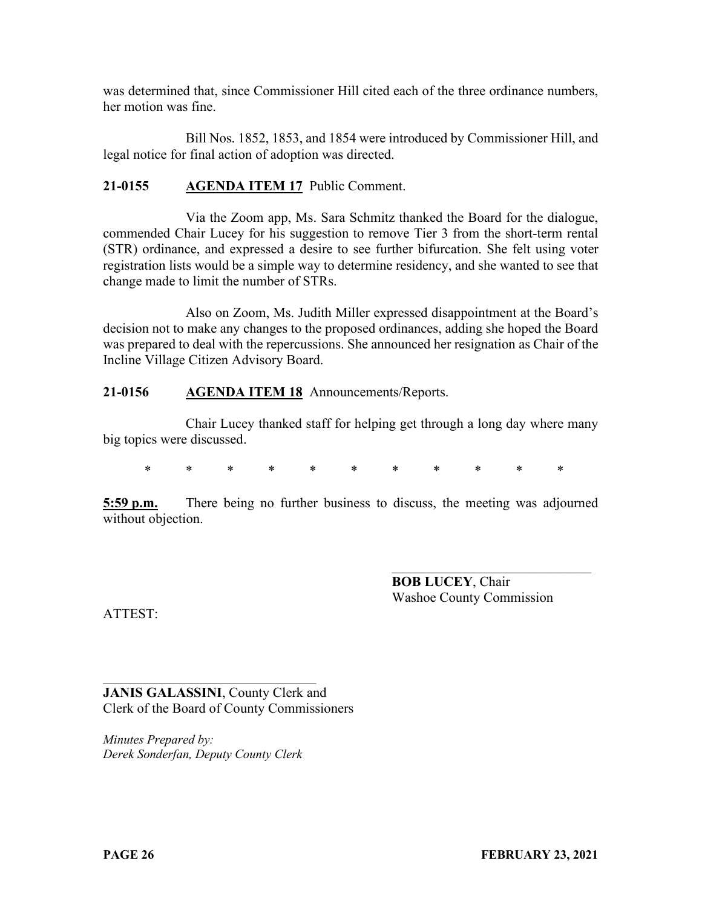was determined that, since Commissioner Hill cited each of the three ordinance numbers, her motion was fine.

Bill Nos. 1852, 1853, and 1854 were introduced by Commissioner Hill, and legal notice for final action of adoption was directed.

**21-0155 AGENDA ITEM 17** Public Comment.

Via the Zoom app, Ms. Sara Schmitz thanked the Board for the dialogue, commended Chair Lucey for his suggestion to remove Tier 3 from the short-term rental (STR) ordinance, and expressed a desire to see further bifurcation. She felt using voter registration lists would be a simple way to determine residency, and she wanted to see that change made to limit the number of STRs.

Also on Zoom, Ms. Judith Miller expressed disappointment at the Board's decision not to make any changes to the proposed ordinances, adding she hoped the Board was prepared to deal with the repercussions. She announced her resignation as Chair of the Incline Village Citizen Advisory Board.

**21-0156 AGENDA ITEM 18** Announcements/Reports.

Chair Lucey thanked staff for helping get through a long day where many big topics were discussed.

\* \* \* \* \* \* \* \* \* \* \*

**5:59 p.m.** There being no further business to discuss, the meeting was adjourned without objection.

\_\_\_\_\_\_\_\_\_\_\_\_\_\_\_\_\_\_\_\_\_\_\_\_\_\_\_\_
**BOB LUCEY**, Chair
Washoe County Commission

ATTEST:

\_\_\_\_\_\_\_\_\_\_\_\_\_\_\_\_\_\_\_\_\_\_\_\_\_\_\_\_
**JANIS GALASSINI**, County Clerk and
Clerk of the Board of County Commissioners

*Minutes Prepared by:*
*Derek Sonderfan, Deputy County Clerk*